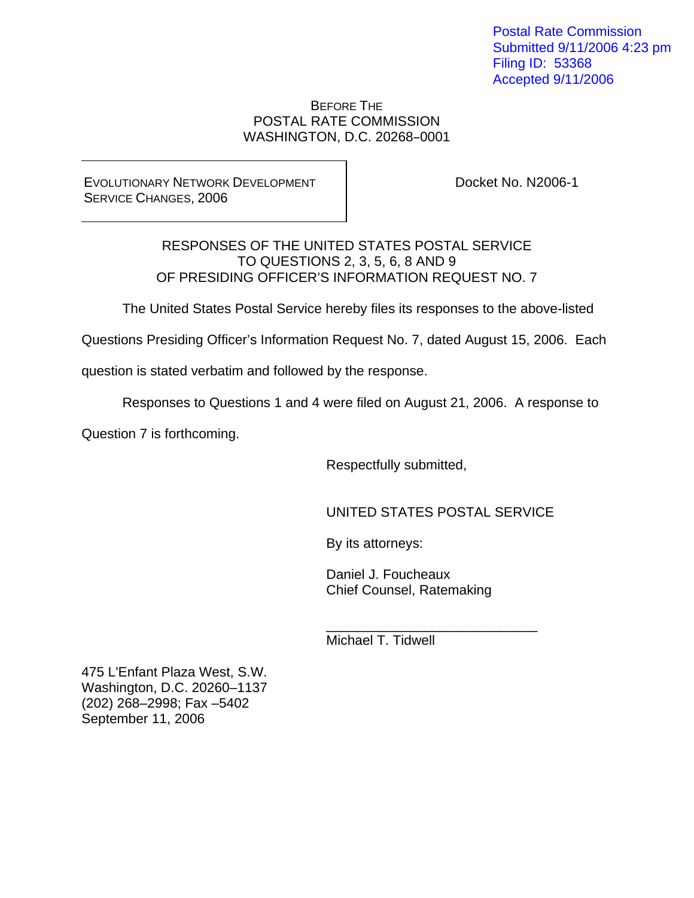Postal Rate Commission
Submitted 9/11/2006 4:23 pm
Filing ID: 53368
Accepted 9/11/2006

BEFORE THE
POSTAL RATE COMMISSION
WASHINGTON, D.C. 20268–0001

| EVOLUTIONARY NETWORK DEVELOPMENT SERVICE CHANGES, 2006 | Docket No. N2006-1 |
|---|---|

RESPONSES OF THE UNITED STATES POSTAL SERVICE
TO QUESTIONS 2, 3, 5, 6, 8 AND 9
OF PRESIDING OFFICER'S INFORMATION REQUEST NO. 7

The United States Postal Service hereby files its responses to the above-listed Questions Presiding Officer's Information Request No. 7, dated August 15, 2006. Each question is stated verbatim and followed by the response.

Responses to Questions 1 and 4 were filed on August 21, 2006. A response to Question 7 is forthcoming.

Respectfully submitted,

UNITED STATES POSTAL SERVICE

By its attorneys:

Daniel J. Foucheaux
Chief Counsel, Ratemaking

\_\_\_\_\_\_\_\_\_\_\_\_\_\_\_\_\_\_\_\_\_\_\_\_\_\_\_\_\_\_
Michael T. Tidwell

475 L'Enfant Plaza West, S.W.
Washington, D.C. 20260–1137
(202) 268–2998; Fax –5402
September 11, 2006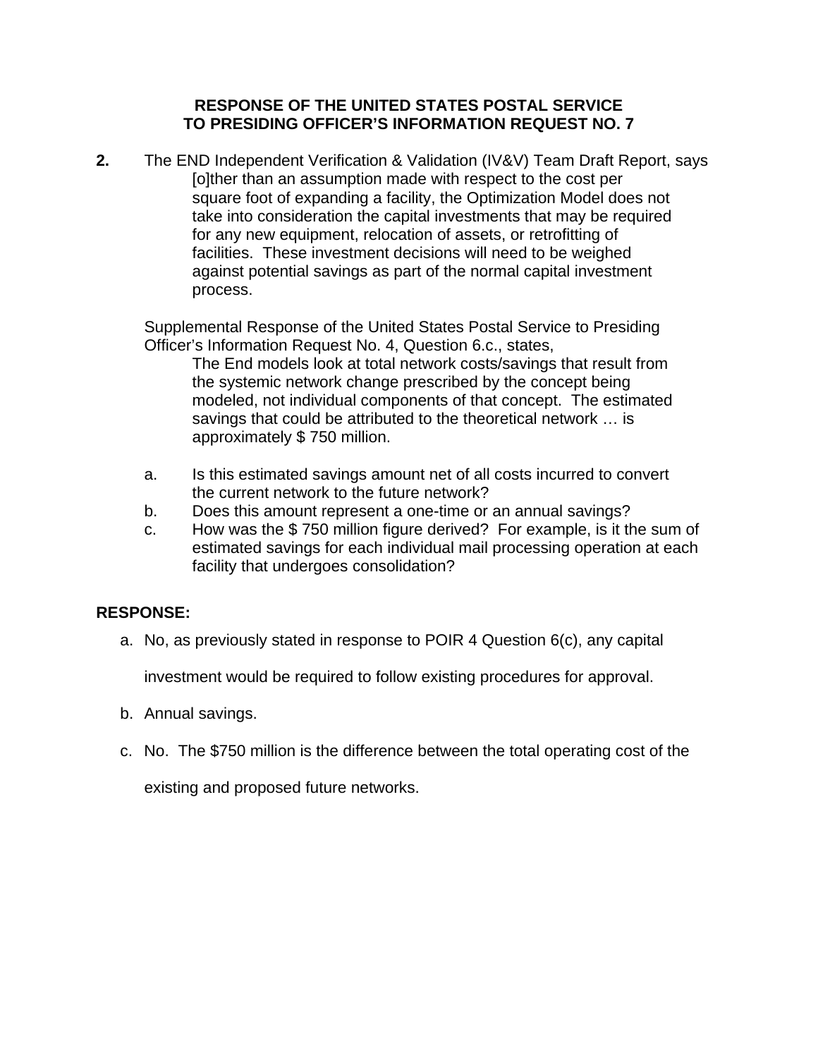**RESPONSE OF THE UNITED STATES POSTAL SERVICE**
**TO PRESIDING OFFICER'S INFORMATION REQUEST NO. 7**

**2.** The END Independent Verification & Validation (IV&V) Team Draft Report, says

> [o]ther than an assumption made with respect to the cost per square foot of expanding a facility, the Optimization Model does not take into consideration the capital investments that may be required for any new equipment, relocation of assets, or retrofitting of facilities. These investment decisions will need to be weighed against potential savings as part of the normal capital investment process.

Supplemental Response of the United States Postal Service to Presiding Officer's Information Request No. 4, Question 6.c., states,

> The End models look at total network costs/savings that result from the systemic network change prescribed by the concept being modeled, not individual components of that concept. The estimated savings that could be attributed to the theoretical network … is approximately $ 750 million.

a. Is this estimated savings amount net of all costs incurred to convert the current network to the future network?

b. Does this amount represent a one-time or an annual savings?

c. How was the $ 750 million figure derived? For example, is it the sum of estimated savings for each individual mail processing operation at each facility that undergoes consolidation?

**RESPONSE:**

a. No, as previously stated in response to POIR 4 Question 6(c), any capital investment would be required to follow existing procedures for approval.

b. Annual savings.

c. No. The $750 million is the difference between the total operating cost of the existing and proposed future networks.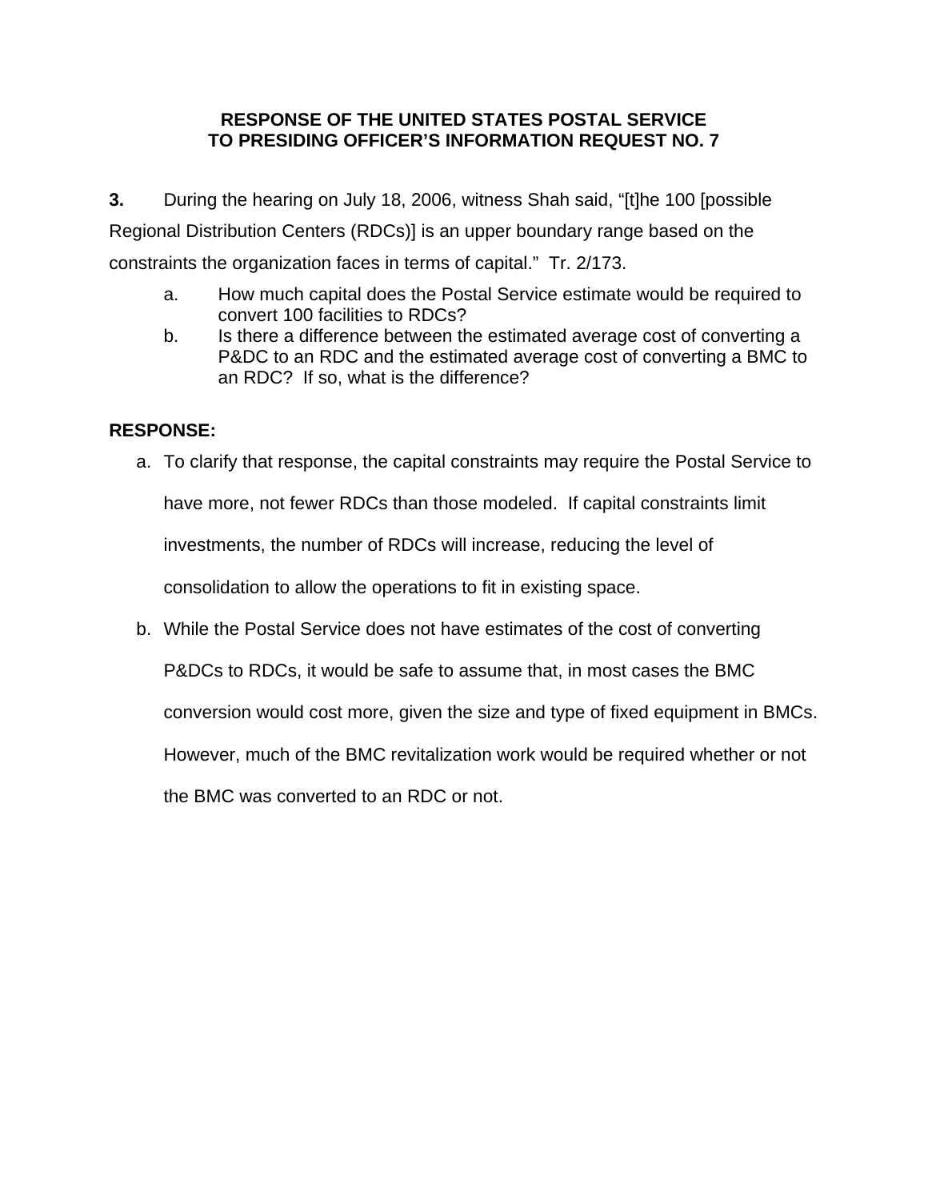**RESPONSE OF THE UNITED STATES POSTAL SERVICE TO PRESIDING OFFICER'S INFORMATION REQUEST NO. 7**

**3.** During the hearing on July 18, 2006, witness Shah said, "[t]he 100 [possible Regional Distribution Centers (RDCs)] is an upper boundary range based on the constraints the organization faces in terms of capital." Tr. 2/173.

a. How much capital does the Postal Service estimate would be required to convert 100 facilities to RDCs?

b. Is there a difference between the estimated average cost of converting a P&DC to an RDC and the estimated average cost of converting a BMC to an RDC? If so, what is the difference?

**RESPONSE:**

a. To clarify that response, the capital constraints may require the Postal Service to have more, not fewer RDCs than those modeled. If capital constraints limit investments, the number of RDCs will increase, reducing the level of consolidation to allow the operations to fit in existing space.

b. While the Postal Service does not have estimates of the cost of converting P&DCs to RDCs, it would be safe to assume that, in most cases the BMC conversion would cost more, given the size and type of fixed equipment in BMCs. However, much of the BMC revitalization work would be required whether or not the BMC was converted to an RDC or not.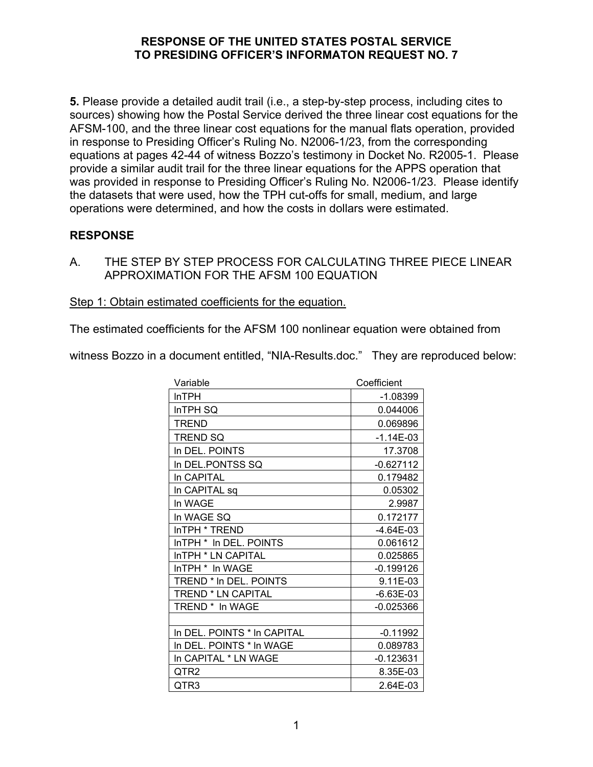**RESPONSE OF THE UNITED STATES POSTAL SERVICE TO PRESIDING OFFICER'S INFORMATON REQUEST NO. 7**

**5.** Please provide a detailed audit trail (i.e., a step-by-step process, including cites to sources) showing how the Postal Service derived the three linear cost equations for the AFSM-100, and the three linear cost equations for the manual flats operation, provided in response to Presiding Officer's Ruling No. N2006-1/23, from the corresponding equations at pages 42-44 of witness Bozzo's testimony in Docket No. R2005-1. Please provide a similar audit trail for the three linear equations for the APPS operation that was provided in response to Presiding Officer's Ruling No. N2006-1/23. Please identify the datasets that were used, how the TPH cut-offs for small, medium, and large operations were determined, and how the costs in dollars were estimated.

**RESPONSE**

A. THE STEP BY STEP PROCESS FOR CALCULATING THREE PIECE LINEAR APPROXIMATION FOR THE AFSM 100 EQUATION

Step 1: Obtain estimated coefficients for the equation.

The estimated coefficients for the AFSM 100 nonlinear equation were obtained from witness Bozzo in a document entitled, "NIA-Results.doc." They are reproduced below:

| Variable | Coefficient |
|---|---|
| lnTPH | -1.08399 |
| lnTPH SQ | 0.044006 |
| TREND | 0.069896 |
| TREND SQ | -1.14E-03 |
| ln DEL. POINTS | 17.3708 |
| ln DEL.PONTSS SQ | -0.627112 |
| ln CAPITAL | 0.179482 |
| ln CAPITAL sq | 0.05302 |
| ln WAGE | 2.9987 |
| ln WAGE SQ | 0.172177 |
| lnTPH * TREND | -4.64E-03 |
| lnTPH * ln DEL. POINTS | 0.061612 |
| lnTPH * LN CAPITAL | 0.025865 |
| lnTPH * ln WAGE | -0.199126 |
| TREND * ln DEL. POINTS | 9.11E-03 |
| TREND * LN CAPITAL | -6.63E-03 |
| TREND * ln WAGE | -0.025366 |
| | |
| ln DEL. POINTS * ln CAPITAL | -0.11992 |
| ln DEL. POINTS * ln WAGE | 0.089783 |
| ln CAPITAL * LN WAGE | -0.123631 |
| QTR2 | 8.35E-03 |
| QTR3 | 2.64E-03 |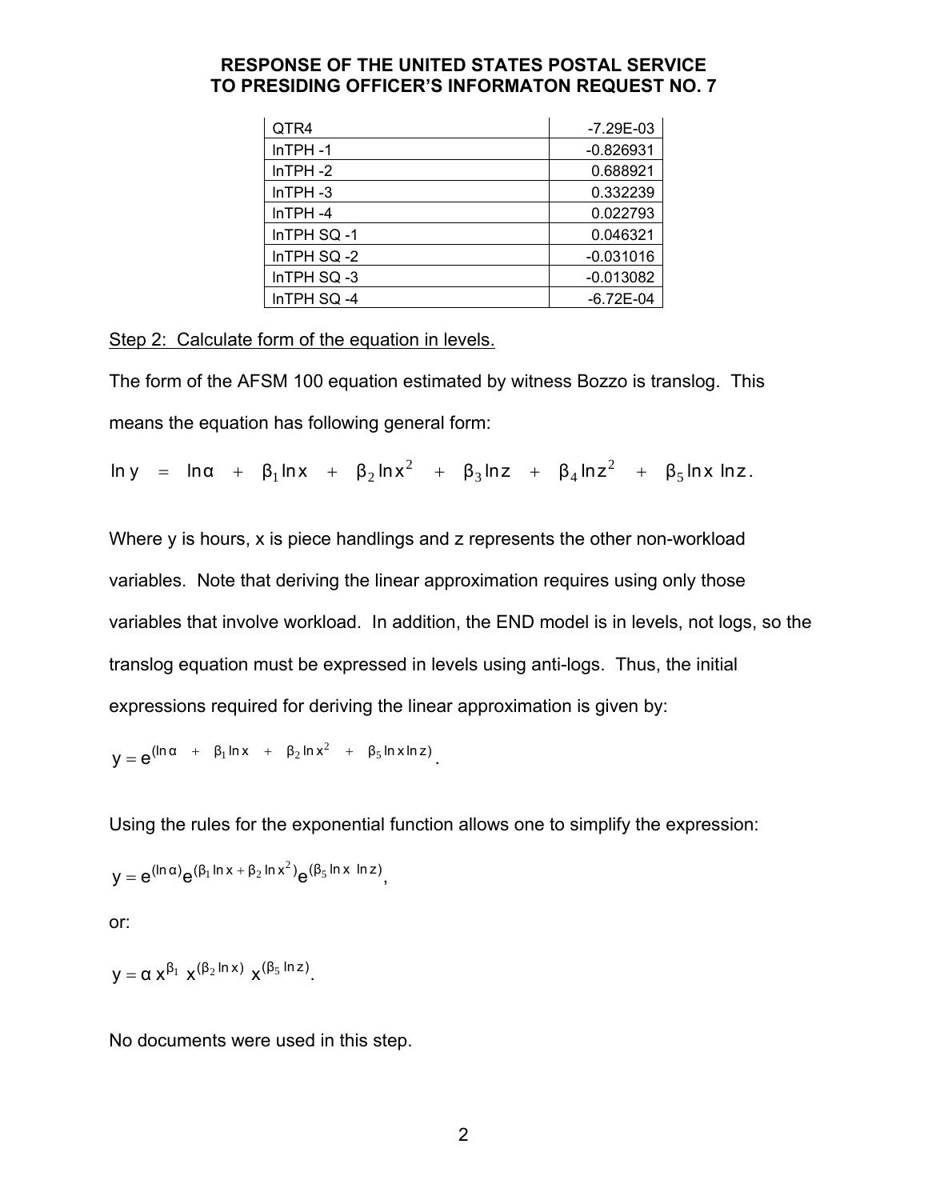# RESPONSE OF THE UNITED STATES POSTAL SERVICE TO PRESIDING OFFICER'S INFORMATON REQUEST NO. 7

| | |
|---|---|
| QTR4 | -7.29E-03 |
| lnTPH -1 | -0.826931 |
| lnTPH -2 | 0.688921 |
| lnTPH -3 | 0.332239 |
| lnTPH -4 | 0.022793 |
| lnTPH SQ -1 | 0.046321 |
| lnTPH SQ -2 | -0.031016 |
| lnTPH SQ -3 | -0.013082 |
| lnTPH SQ -4 | -6.72E-04 |

Step 2: Calculate form of the equation in levels.

The form of the AFSM 100 equation estimated by witness Bozzo is translog. This means the equation has following general form:

$$\ln y = \ln\alpha + \beta_1 \ln x + \beta_2 \ln x^2 + \beta_3 \ln z + \beta_4 \ln z^2 + \beta_5 \ln x \ln z.$$

Where y is hours, x is piece handlings and z represents the other non-workload variables. Note that deriving the linear approximation requires using only those variables that involve workload. In addition, the END model is in levels, not logs, so the translog equation must be expressed in levels using anti-logs. Thus, the initial expressions required for deriving the linear approximation is given by:

$$y = e^{(\ln\alpha + \beta_1 \ln x + \beta_2 \ln x^2 + \beta_5 \ln x \ln z)}.$$

Using the rules for the exponential function allows one to simplify the expression:

$$y = e^{(\ln\alpha)} e^{(\beta_1 \ln x + \beta_2 \ln x^2)} e^{(\beta_5 \ln x \ \ln z)},$$

or:

$$y = \alpha\, x^{\beta_1}\ x^{(\beta_2 \ln x)}\ x^{(\beta_5 \ln z)}.$$

No documents were used in this step.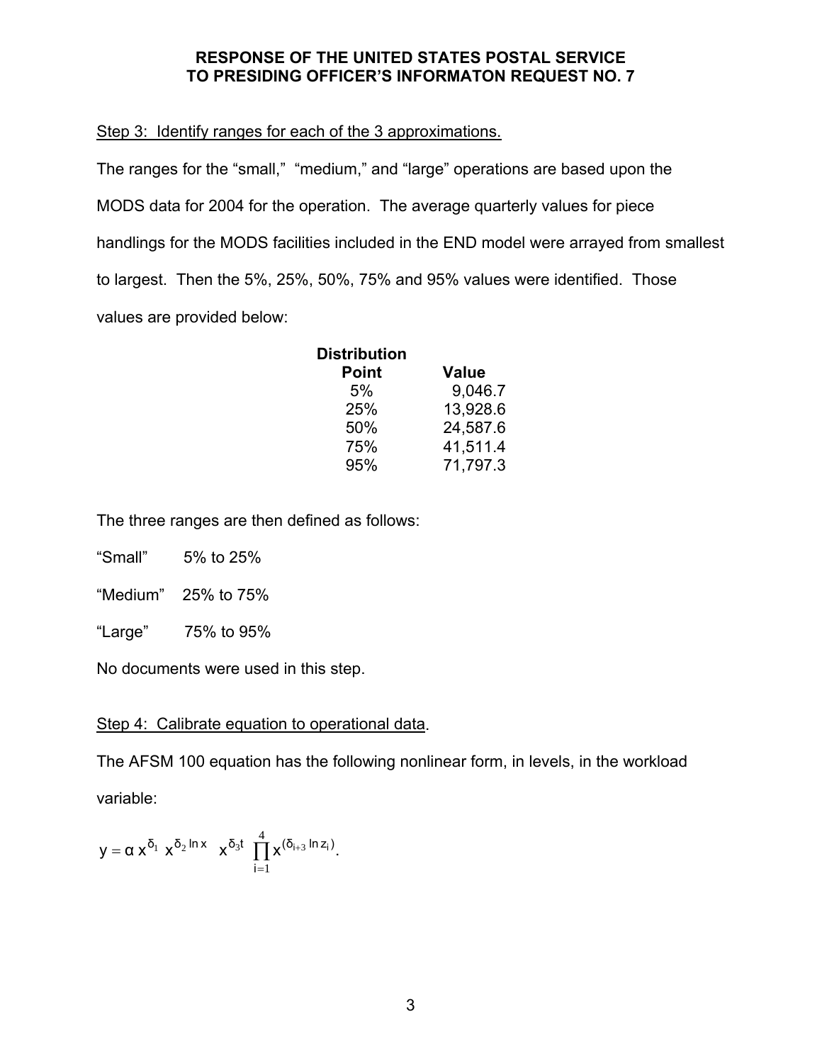**RESPONSE OF THE UNITED STATES POSTAL SERVICE TO PRESIDING OFFICER'S INFORMATON REQUEST NO. 7**

Step 3: Identify ranges for each of the 3 approximations.

The ranges for the "small," "medium," and "large" operations are based upon the MODS data for 2004 for the operation. The average quarterly values for piece handlings for the MODS facilities included in the END model were arrayed from smallest to largest. Then the 5%, 25%, 50%, 75% and 95% values were identified. Those values are provided below:

| Distribution Point | Value |
|---|---|
| 5% | 9,046.7 |
| 25% | 13,928.6 |
| 50% | 24,587.6 |
| 75% | 41,511.4 |
| 95% | 71,797.3 |

The three ranges are then defined as follows:

"Small" 5% to 25%

"Medium" 25% to 75%

"Large" 75% to 95%

No documents were used in this step.

Step 4: Calibrate equation to operational data.

The AFSM 100 equation has the following nonlinear form, in levels, in the workload variable:

$$y = \alpha\, x^{\delta_1}\; x^{\delta_2 \ln x}\;\; x^{\delta_3 t} \prod_{i=1}^{4} x^{(\delta_{i+3} \ln z_i)}.$$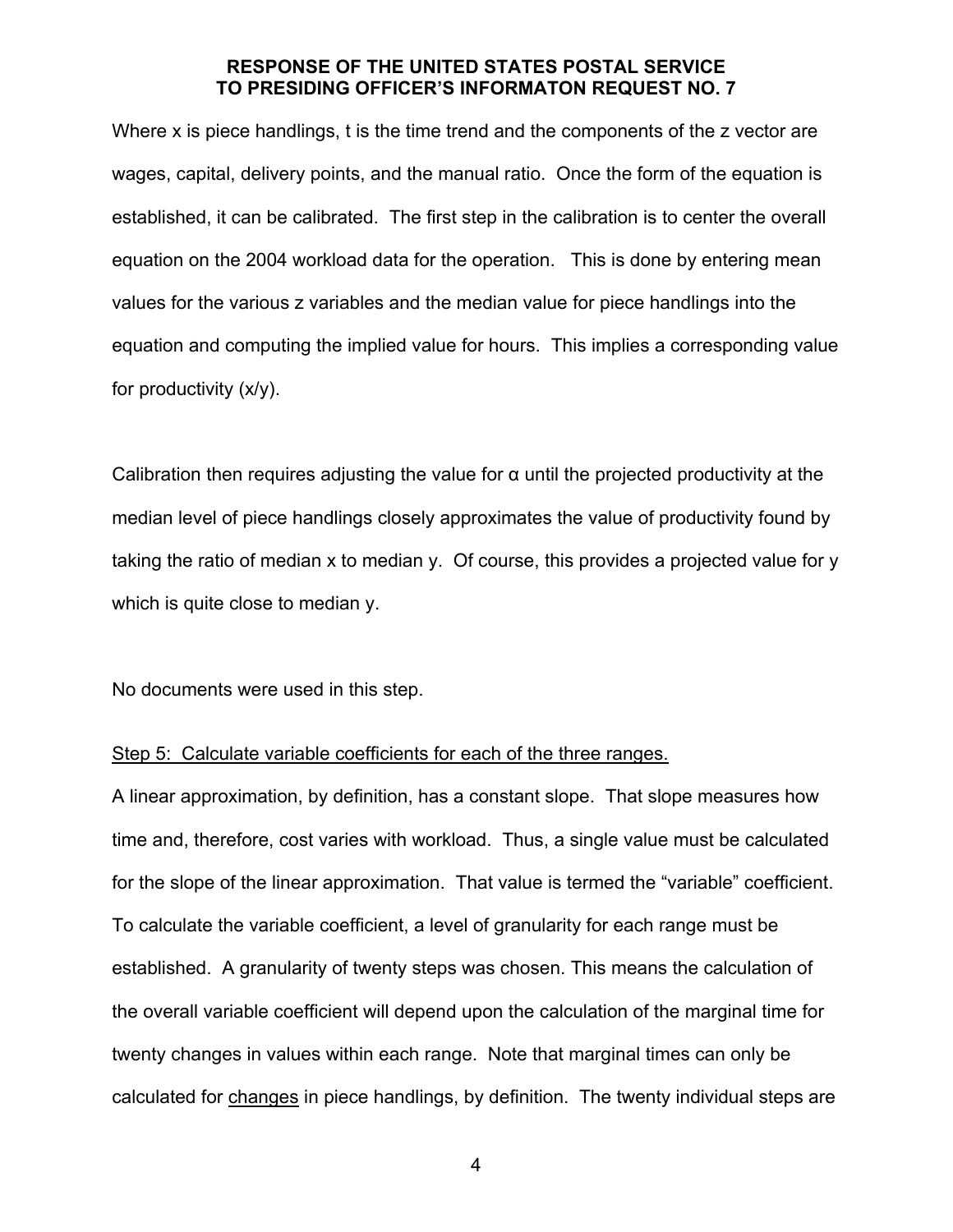Where x is piece handlings, t is the time trend and the components of the z vector are wages, capital, delivery points, and the manual ratio. Once the form of the equation is established, it can be calibrated. The first step in the calibration is to center the overall equation on the 2004 workload data for the operation. This is done by entering mean values for the various z variables and the median value for piece handlings into the equation and computing the implied value for hours. This implies a corresponding value for productivity (x/y).

Calibration then requires adjusting the value for $\alpha$ until the projected productivity at the median level of piece handlings closely approximates the value of productivity found by taking the ratio of median x to median y. Of course, this provides a projected value for y which is quite close to median y.

No documents were used in this step.

Step 5: Calculate variable coefficients for each of the three ranges.

A linear approximation, by definition, has a constant slope. That slope measures how time and, therefore, cost varies with workload. Thus, a single value must be calculated for the slope of the linear approximation. That value is termed the "variable" coefficient. To calculate the variable coefficient, a level of granularity for each range must be established. A granularity of twenty steps was chosen. This means the calculation of the overall variable coefficient will depend upon the calculation of the marginal time for twenty changes in values within each range. Note that marginal times can only be calculated for changes in piece handlings, by definition. The twenty individual steps are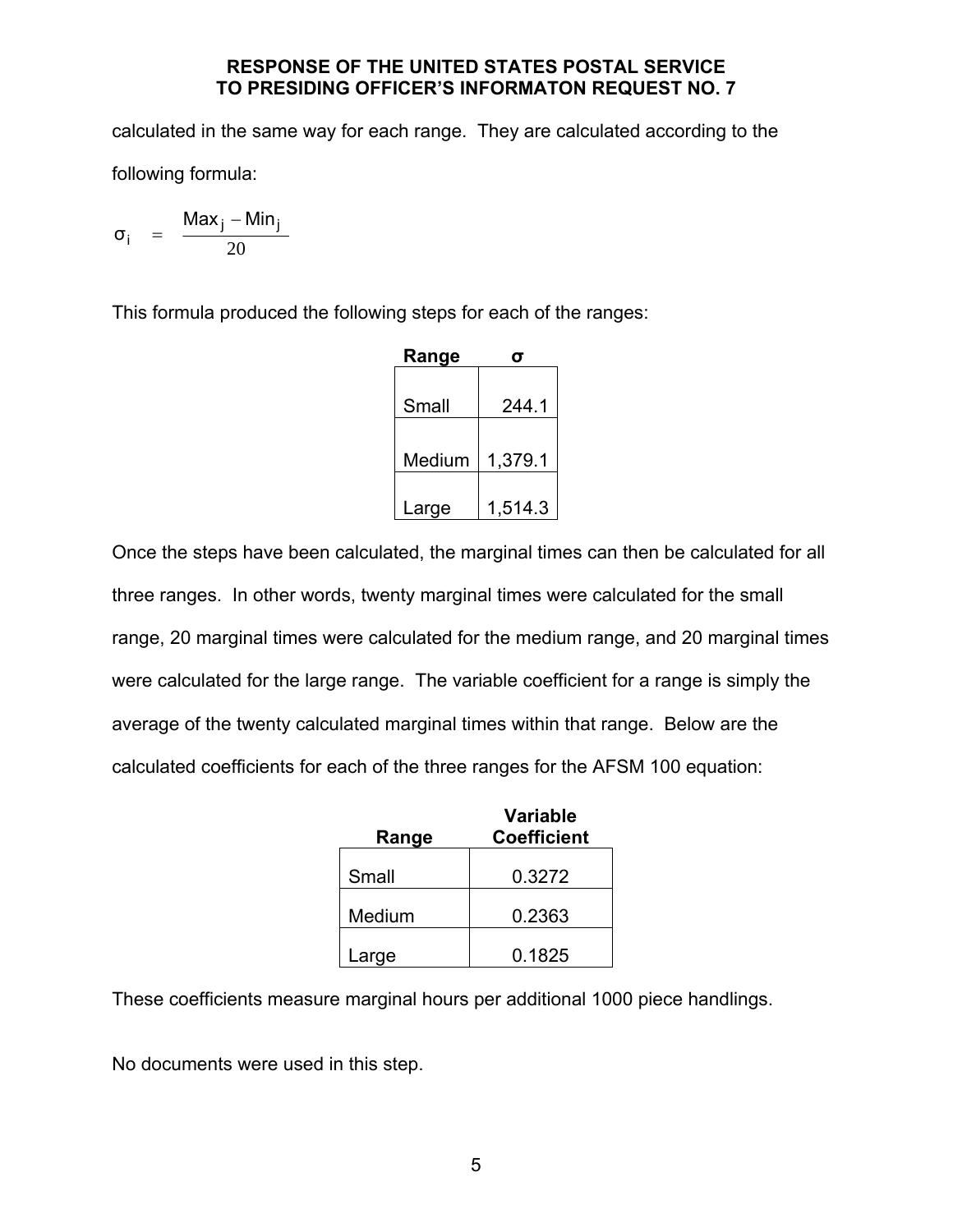calculated in the same way for each range. They are calculated according to the following formula:

$$\sigma_i = \frac{Max_j - Min_j}{20}$$

This formula produced the following steps for each of the ranges:

| Range | σ |
|---|---|
| Small | 244.1 |
| Medium | 1,379.1 |
| Large | 1,514.3 |

Once the steps have been calculated, the marginal times can then be calculated for all three ranges. In other words, twenty marginal times were calculated for the small range, 20 marginal times were calculated for the medium range, and 20 marginal times were calculated for the large range. The variable coefficient for a range is simply the average of the twenty calculated marginal times within that range. Below are the calculated coefficients for each of the three ranges for the AFSM 100 equation:

| Range | Variable Coefficient |
|---|---|
| Small | 0.3272 |
| Medium | 0.2363 |
| Large | 0.1825 |

These coefficients measure marginal hours per additional 1000 piece handlings.

No documents were used in this step.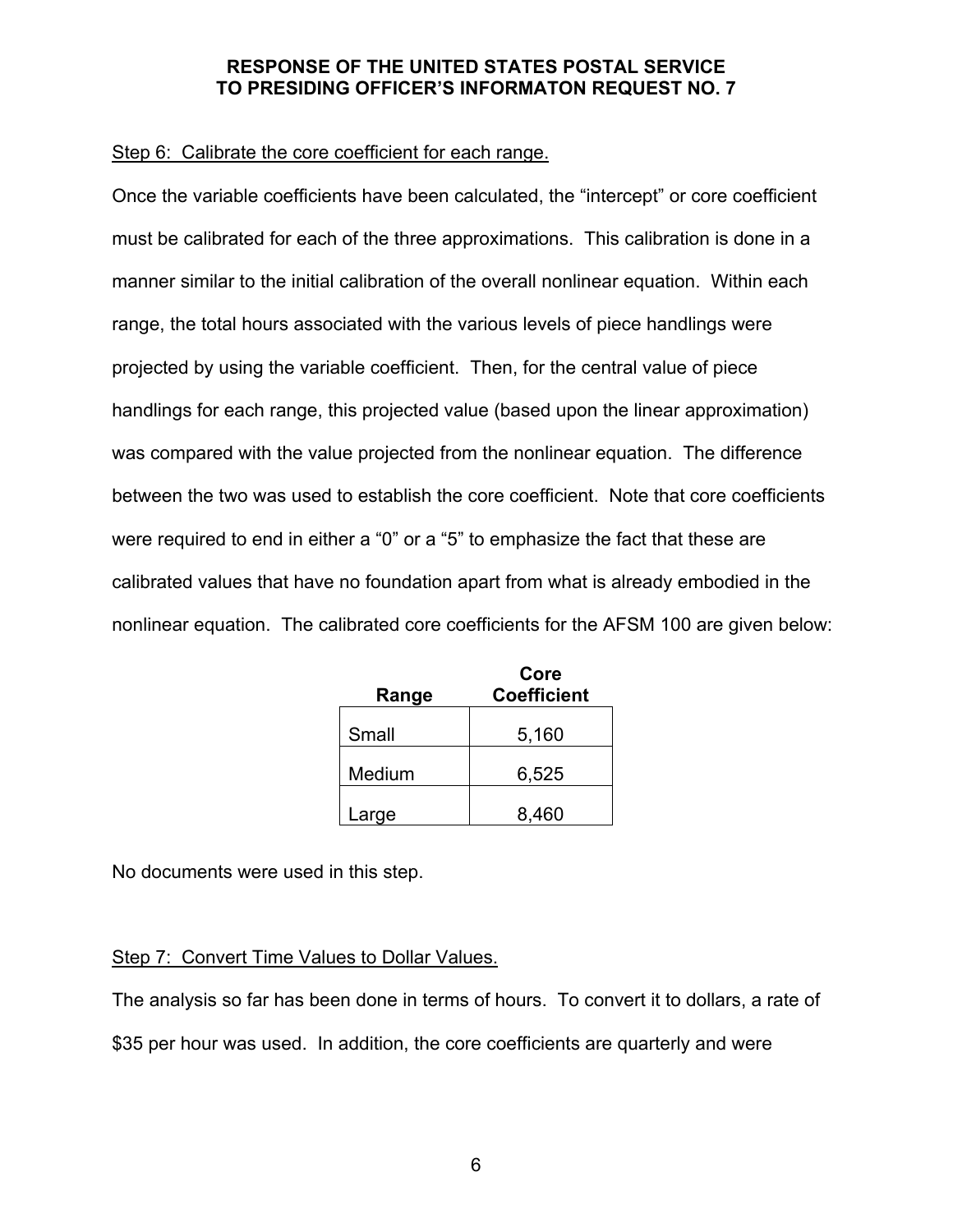**RESPONSE OF THE UNITED STATES POSTAL SERVICE TO PRESIDING OFFICER'S INFORMATON REQUEST NO. 7**

Step 6: Calibrate the core coefficient for each range.

Once the variable coefficients have been calculated, the "intercept" or core coefficient must be calibrated for each of the three approximations. This calibration is done in a manner similar to the initial calibration of the overall nonlinear equation. Within each range, the total hours associated with the various levels of piece handlings were projected by using the variable coefficient. Then, for the central value of piece handlings for each range, this projected value (based upon the linear approximation) was compared with the value projected from the nonlinear equation. The difference between the two was used to establish the core coefficient. Note that core coefficients were required to end in either a "0" or a "5" to emphasize the fact that these are calibrated values that have no foundation apart from what is already embodied in the nonlinear equation. The calibrated core coefficients for the AFSM 100 are given below:

| Range | Core Coefficient |
|---|---|
| Small | 5,160 |
| Medium | 6,525 |
| Large | 8,460 |

No documents were used in this step.

Step 7: Convert Time Values to Dollar Values.

The analysis so far has been done in terms of hours. To convert it to dollars, a rate of $35 per hour was used. In addition, the core coefficients are quarterly and were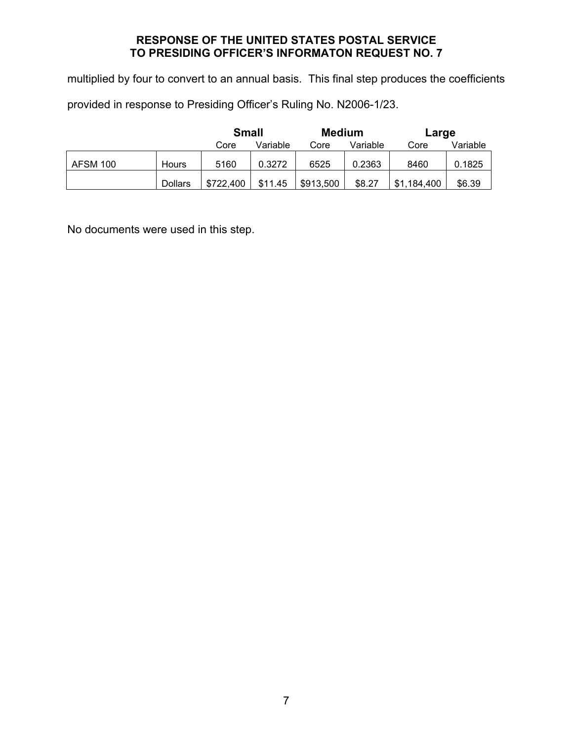**RESPONSE OF THE UNITED STATES POSTAL SERVICE TO PRESIDING OFFICER'S INFORMATON REQUEST NO. 7**

multiplied by four to convert to an annual basis. This final step produces the coefficients provided in response to Presiding Officer's Ruling No. N2006-1/23.

| | | Small | | Medium | | Large | |
|---|---|---|---|---|---|---|---|
| | | Core | Variable | Core | Variable | Core | Variable |
| AFSM 100 | Hours | 5160 | 0.3272 | 6525 | 0.2363 | 8460 | 0.1825 |
| | Dollars | $722,400 | $11.45 | $913,500 | $8.27 | $1,184,400 | $6.39 |

No documents were used in this step.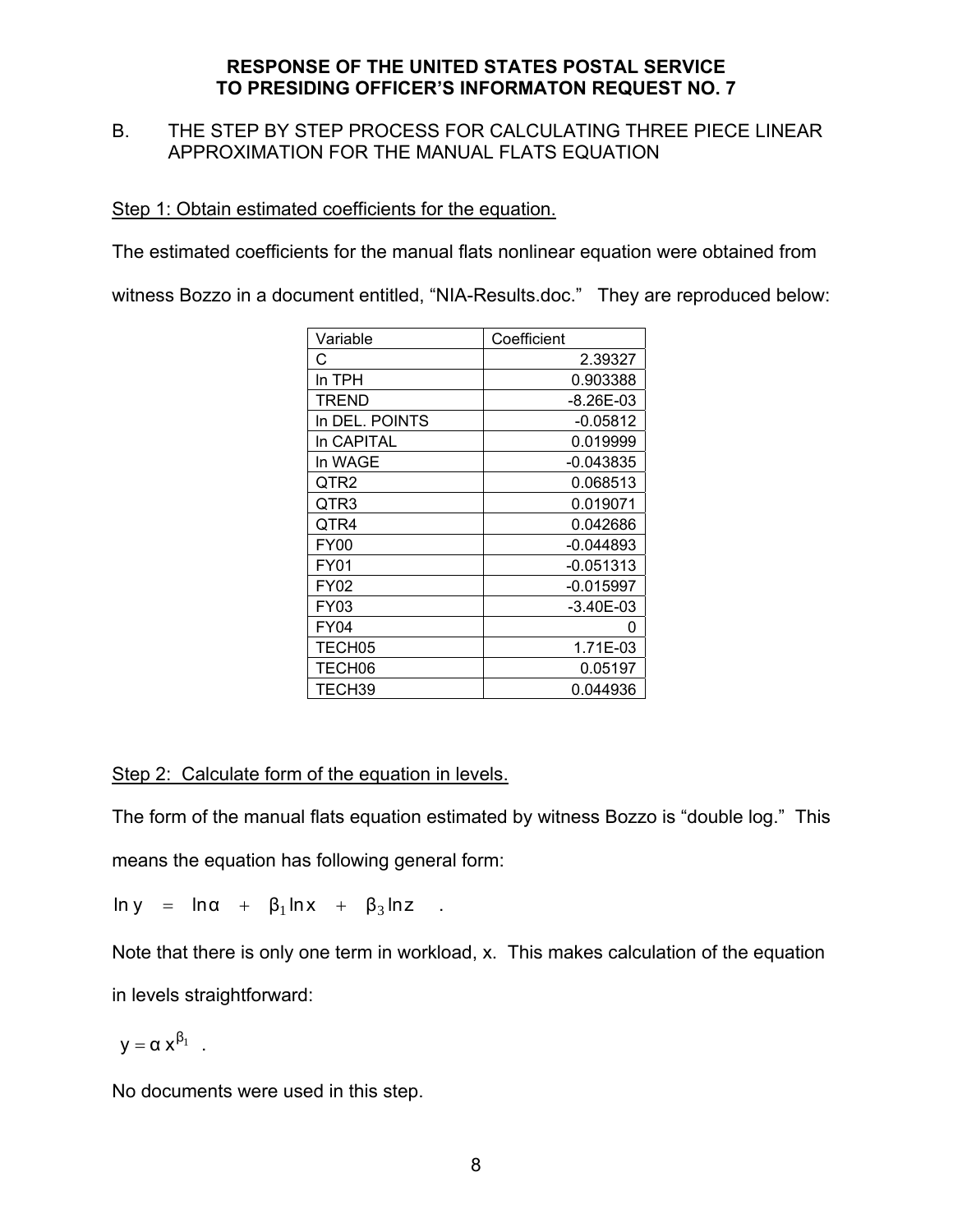**RESPONSE OF THE UNITED STATES POSTAL SERVICE TO PRESIDING OFFICER'S INFORMATON REQUEST NO. 7**

B. THE STEP BY STEP PROCESS FOR CALCULATING THREE PIECE LINEAR APPROXIMATION FOR THE MANUAL FLATS EQUATION

Step 1: Obtain estimated coefficients for the equation.

The estimated coefficients for the manual flats nonlinear equation were obtained from witness Bozzo in a document entitled, "NIA-Results.doc." They are reproduced below:

| Variable | Coefficient |
|---|---|
| C | 2.39327 |
| ln TPH | 0.903388 |
| TREND | -8.26E-03 |
| ln DEL. POINTS | -0.05812 |
| ln CAPITAL | 0.019999 |
| ln WAGE | -0.043835 |
| QTR2 | 0.068513 |
| QTR3 | 0.019071 |
| QTR4 | 0.042686 |
| FY00 | -0.044893 |
| FY01 | -0.051313 |
| FY02 | -0.015997 |
| FY03 | -3.40E-03 |
| FY04 | 0 |
| TECH05 | 1.71E-03 |
| TECH06 | 0.05197 |
| TECH39 | 0.044936 |

Step 2: Calculate form of the equation in levels.

The form of the manual flats equation estimated by witness Bozzo is "double log." This means the equation has following general form:

$$\ln y = \ln \alpha + \beta_1 \ln x + \beta_3 \ln z \quad .$$

Note that there is only one term in workload, x. This makes calculation of the equation in levels straightforward:

$$y = \alpha x^{\beta_1} \quad .$$

No documents were used in this step.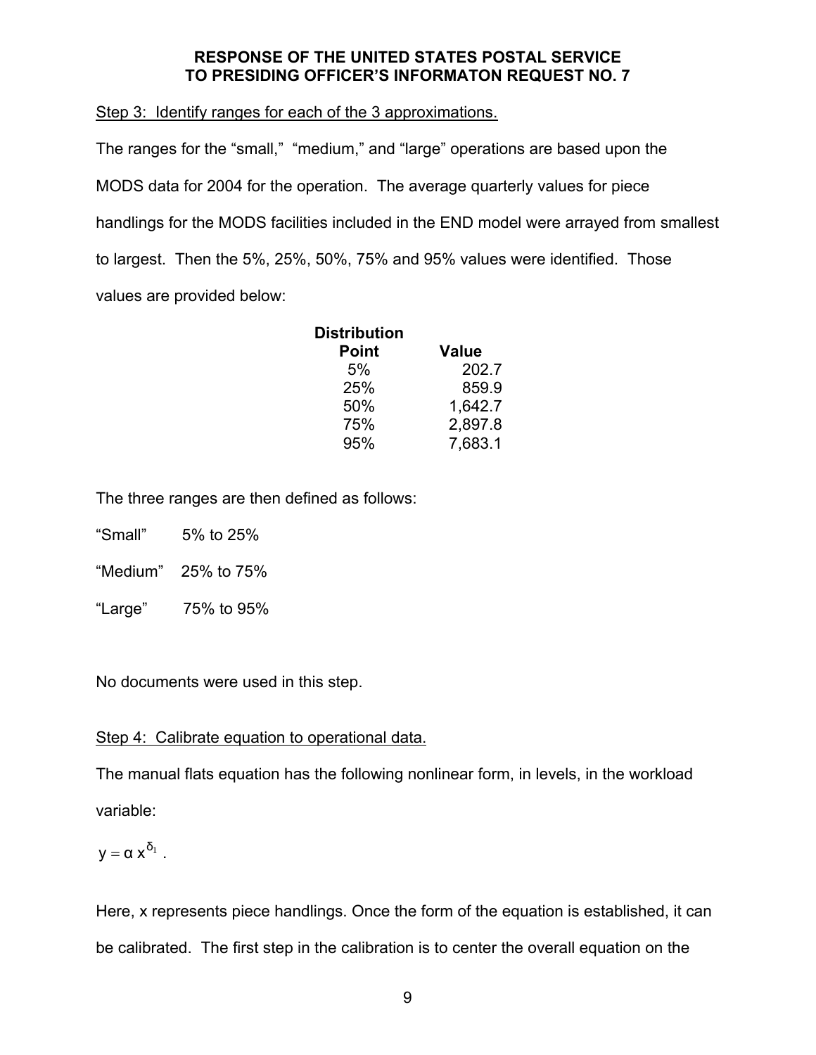**RESPONSE OF THE UNITED STATES POSTAL SERVICE TO PRESIDING OFFICER'S INFORMATON REQUEST NO. 7**

Step 3: Identify ranges for each of the 3 approximations.

The ranges for the "small," "medium," and "large" operations are based upon the MODS data for 2004 for the operation. The average quarterly values for piece handlings for the MODS facilities included in the END model were arrayed from smallest to largest. Then the 5%, 25%, 50%, 75% and 95% values were identified. Those values are provided below:

| Distribution Point | Value |
|---|---|
| 5% | 202.7 |
| 25% | 859.9 |
| 50% | 1,642.7 |
| 75% | 2,897.8 |
| 95% | 7,683.1 |

The three ranges are then defined as follows:

"Small" 5% to 25%

"Medium" 25% to 75%

"Large" 75% to 95%

No documents were used in this step.

Step 4: Calibrate equation to operational data.

The manual flats equation has the following nonlinear form, in levels, in the workload variable:

$$y = \alpha x^{\delta_1} .$$

Here, x represents piece handlings. Once the form of the equation is established, it can be calibrated. The first step in the calibration is to center the overall equation on the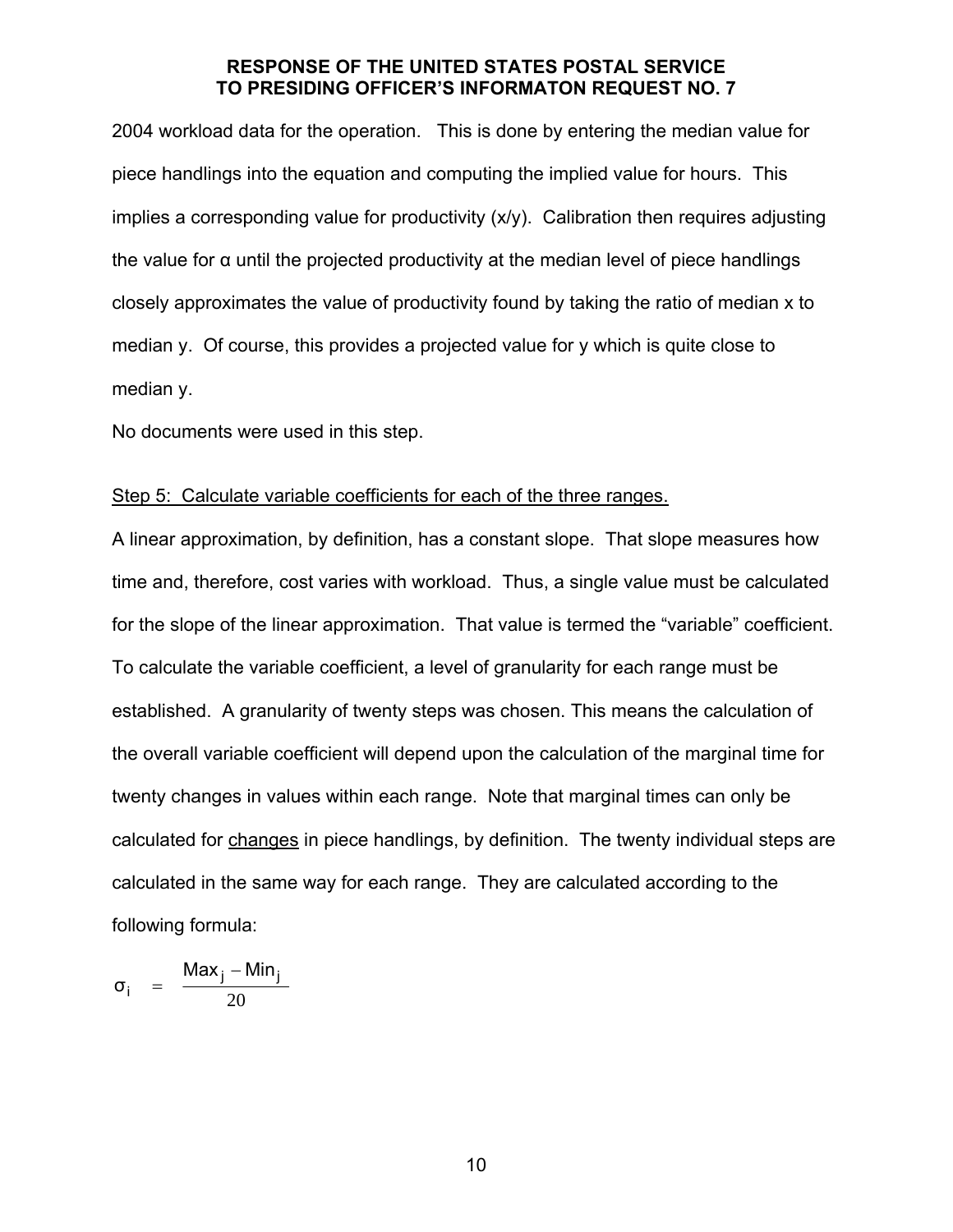2004 workload data for the operation. This is done by entering the median value for piece handlings into the equation and computing the implied value for hours. This implies a corresponding value for productivity (x/y). Calibration then requires adjusting the value for α until the projected productivity at the median level of piece handlings closely approximates the value of productivity found by taking the ratio of median x to median y. Of course, this provides a projected value for y which is quite close to median y.

No documents were used in this step.

Step 5: Calculate variable coefficients for each of the three ranges.

A linear approximation, by definition, has a constant slope. That slope measures how time and, therefore, cost varies with workload. Thus, a single value must be calculated for the slope of the linear approximation. That value is termed the "variable" coefficient. To calculate the variable coefficient, a level of granularity for each range must be established. A granularity of twenty steps was chosen. This means the calculation of the overall variable coefficient will depend upon the calculation of the marginal time for twenty changes in values within each range. Note that marginal times can only be calculated for changes in piece handlings, by definition. The twenty individual steps are calculated in the same way for each range. They are calculated according to the following formula:

$$\sigma_i = \frac{\text{Max}_j - \text{Min}_j}{20}$$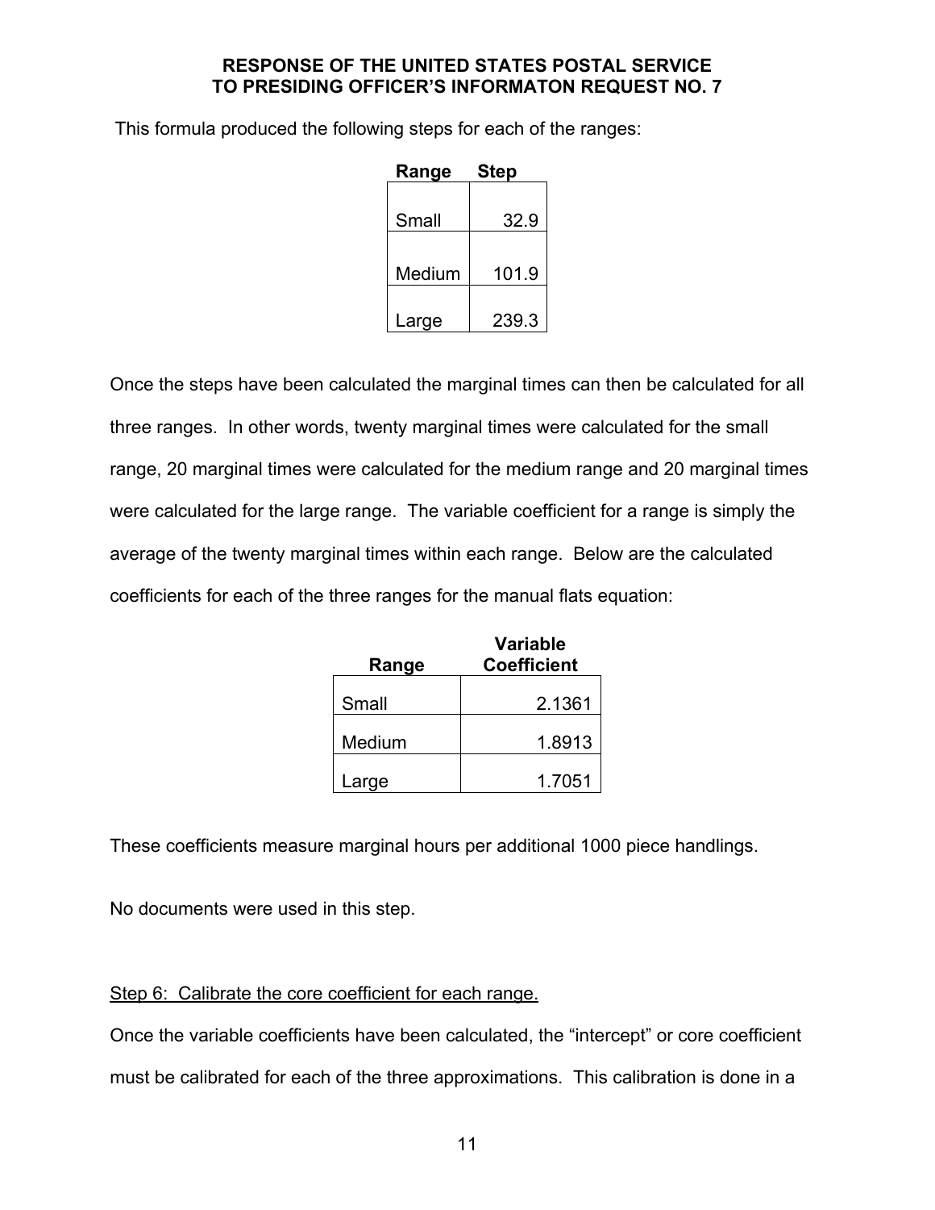**RESPONSE OF THE UNITED STATES POSTAL SERVICE TO PRESIDING OFFICER'S INFORMATON REQUEST NO. 7**

This formula produced the following steps for each of the ranges:

| Range | Step |
|---|---|
| Small | 32.9 |
| Medium | 101.9 |
| Large | 239.3 |

Once the steps have been calculated the marginal times can then be calculated for all three ranges. In other words, twenty marginal times were calculated for the small range, 20 marginal times were calculated for the medium range and 20 marginal times were calculated for the large range. The variable coefficient for a range is simply the average of the twenty marginal times within each range. Below are the calculated coefficients for each of the three ranges for the manual flats equation:

| Range | Variable Coefficient |
|---|---|
| Small | 2.1361 |
| Medium | 1.8913 |
| Large | 1.7051 |

These coefficients measure marginal hours per additional 1000 piece handlings.

No documents were used in this step.

Step 6: Calibrate the core coefficient for each range.

Once the variable coefficients have been calculated, the "intercept" or core coefficient must be calibrated for each of the three approximations. This calibration is done in a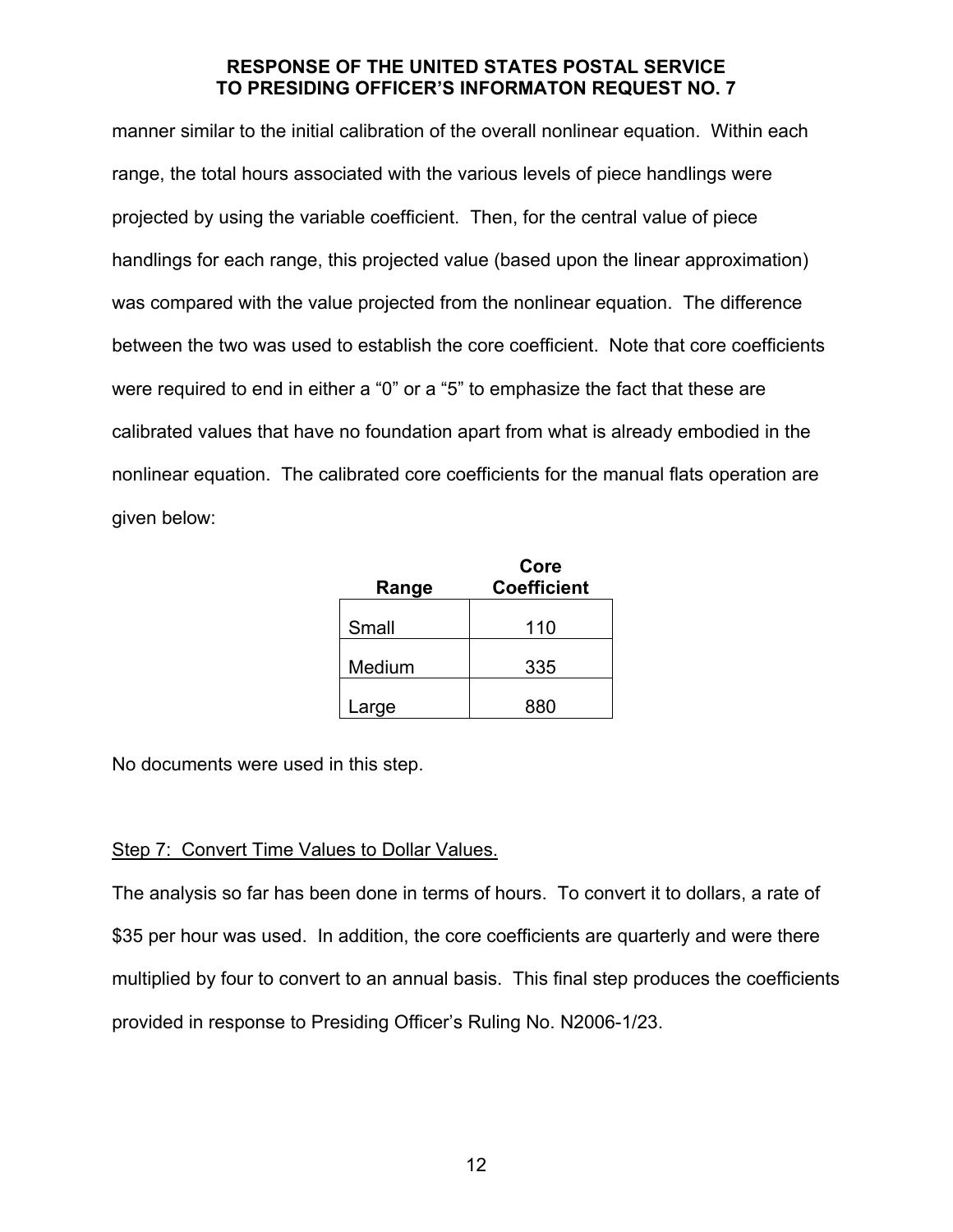manner similar to the initial calibration of the overall nonlinear equation. Within each range, the total hours associated with the various levels of piece handlings were projected by using the variable coefficient. Then, for the central value of piece handlings for each range, this projected value (based upon the linear approximation) was compared with the value projected from the nonlinear equation. The difference between the two was used to establish the core coefficient. Note that core coefficients were required to end in either a "0" or a "5" to emphasize the fact that these are calibrated values that have no foundation apart from what is already embodied in the nonlinear equation. The calibrated core coefficients for the manual flats operation are given below:

| Range | Core Coefficient |
|---|---|
| Small | 110 |
| Medium | 335 |
| Large | 880 |

No documents were used in this step.

Step 7: Convert Time Values to Dollar Values.

The analysis so far has been done in terms of hours. To convert it to dollars, a rate of $35 per hour was used. In addition, the core coefficients are quarterly and were there multiplied by four to convert to an annual basis. This final step produces the coefficients provided in response to Presiding Officer's Ruling No. N2006-1/23.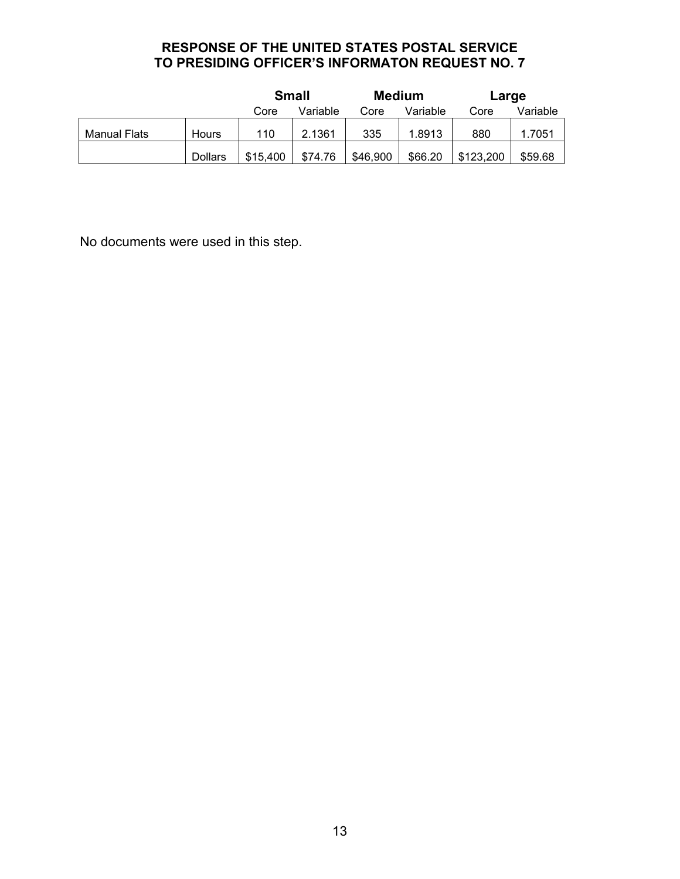**RESPONSE OF THE UNITED STATES POSTAL SERVICE TO PRESIDING OFFICER'S INFORMATON REQUEST NO. 7**

| | | Small | | Medium | | Large | |
|---|---|---|---|---|---|---|---|
| | | Core | Variable | Core | Variable | Core | Variable |
| Manual Flats | Hours | 110 | 2.1361 | 335 | 1.8913 | 880 | 1.7051 |
| | Dollars | $15,400 | $74.76 | $46,900 | $66.20 | $123,200 | $59.68 |

No documents were used in this step.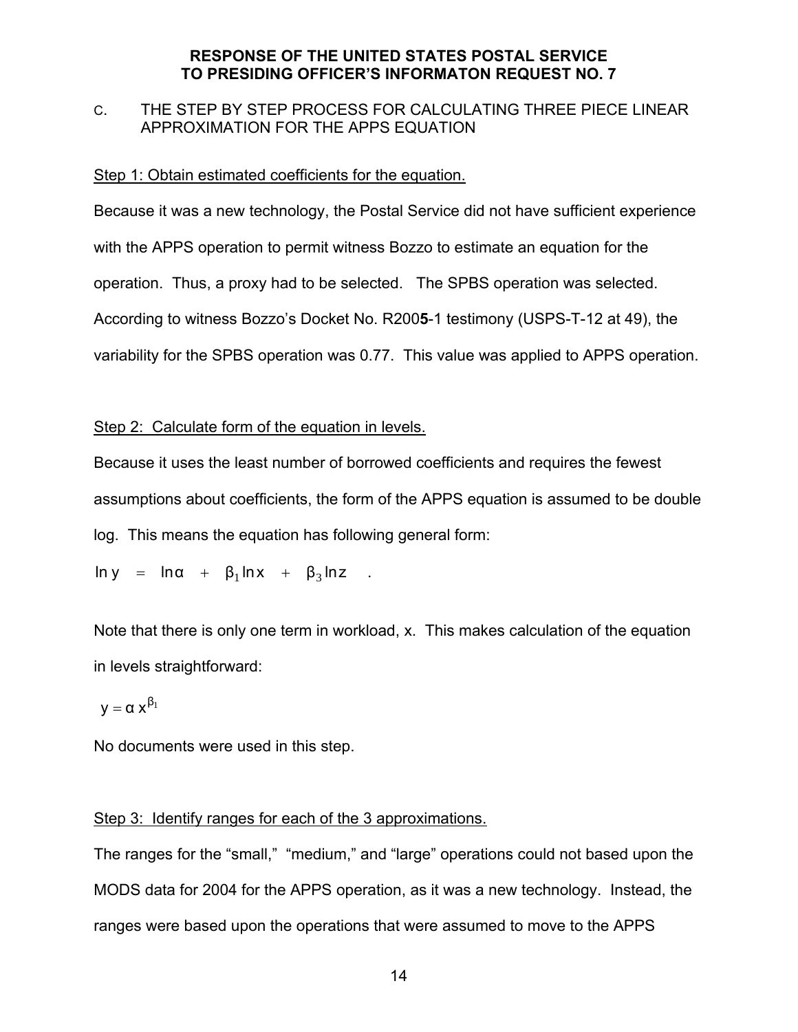**RESPONSE OF THE UNITED STATES POSTAL SERVICE TO PRESIDING OFFICER'S INFORMATON REQUEST NO. 7**

C. THE STEP BY STEP PROCESS FOR CALCULATING THREE PIECE LINEAR APPROXIMATION FOR THE APPS EQUATION

Step 1: Obtain estimated coefficients for the equation.

Because it was a new technology, the Postal Service did not have sufficient experience with the APPS operation to permit witness Bozzo to estimate an equation for the operation. Thus, a proxy had to be selected. The SPBS operation was selected. According to witness Bozzo's Docket No. R200**5**-1 testimony (USPS-T-12 at 49), the variability for the SPBS operation was 0.77. This value was applied to APPS operation.

Step 2: Calculate form of the equation in levels.

Because it uses the least number of borrowed coefficients and requires the fewest assumptions about coefficients, the form of the APPS equation is assumed to be double log. This means the equation has following general form:

$$\ln y = \ln \alpha + \beta_1 \ln x + \beta_3 \ln z \quad .$$

Note that there is only one term in workload, x. This makes calculation of the equation in levels straightforward:

$$y = \alpha x^{\beta_1}$$

No documents were used in this step.

Step 3: Identify ranges for each of the 3 approximations.

The ranges for the "small," "medium," and "large" operations could not based upon the MODS data for 2004 for the APPS operation, as it was a new technology. Instead, the ranges were based upon the operations that were assumed to move to the APPS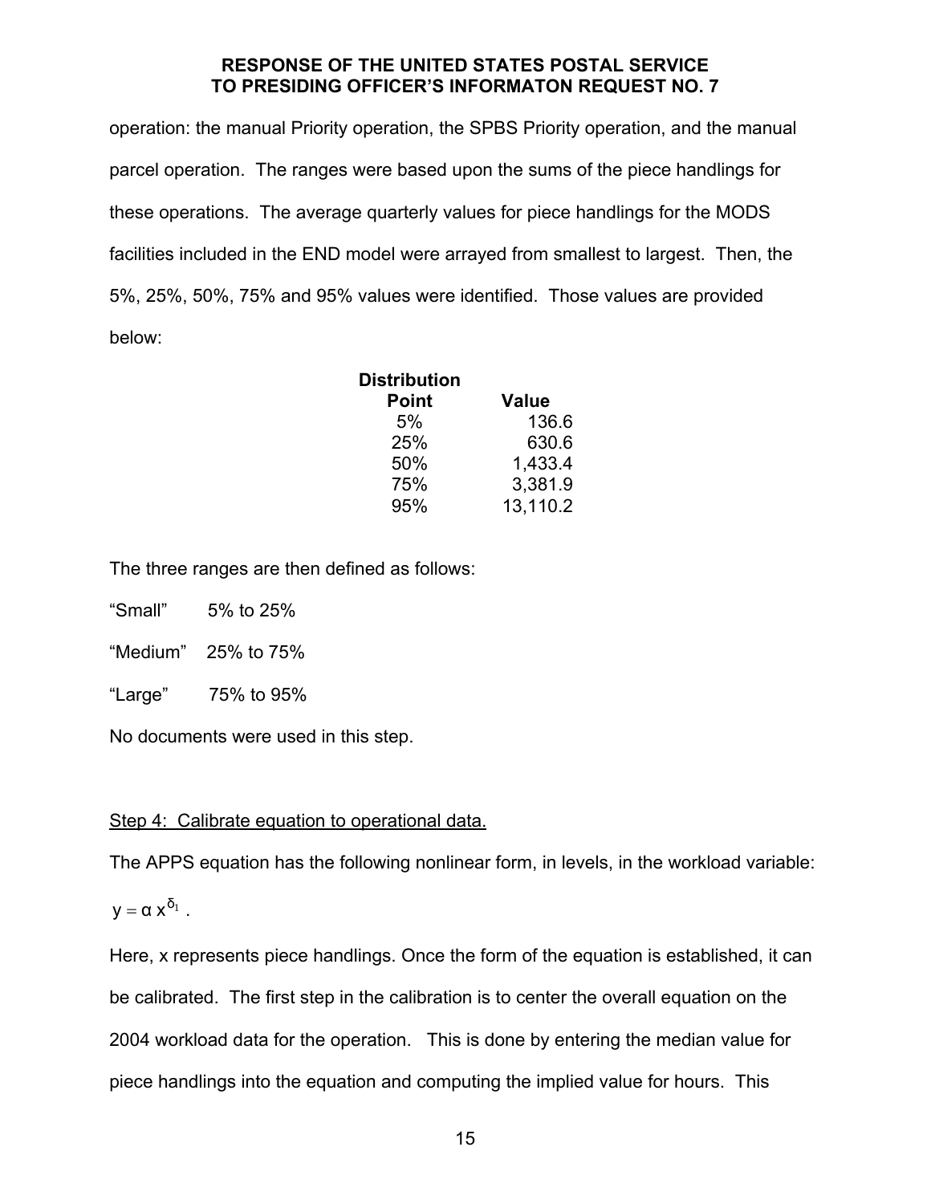operation: the manual Priority operation, the SPBS Priority operation, and the manual parcel operation. The ranges were based upon the sums of the piece handlings for these operations. The average quarterly values for piece handlings for the MODS facilities included in the END model were arrayed from smallest to largest. Then, the 5%, 25%, 50%, 75% and 95% values were identified. Those values are provided below:

| Distribution Point | Value |
|---|---|
| 5% | 136.6 |
| 25% | 630.6 |
| 50% | 1,433.4 |
| 75% | 3,381.9 |
| 95% | 13,110.2 |

The three ranges are then defined as follows:

“Small” 5% to 25%

“Medium” 25% to 75%

“Large” 75% to 95%

No documents were used in this step.

Step 4: Calibrate equation to operational data.

The APPS equation has the following nonlinear form, in levels, in the workload variable:

$y = \alpha x^{\delta_1}$ .

Here, x represents piece handlings. Once the form of the equation is established, it can be calibrated. The first step in the calibration is to center the overall equation on the 2004 workload data for the operation. This is done by entering the median value for piece handlings into the equation and computing the implied value for hours. This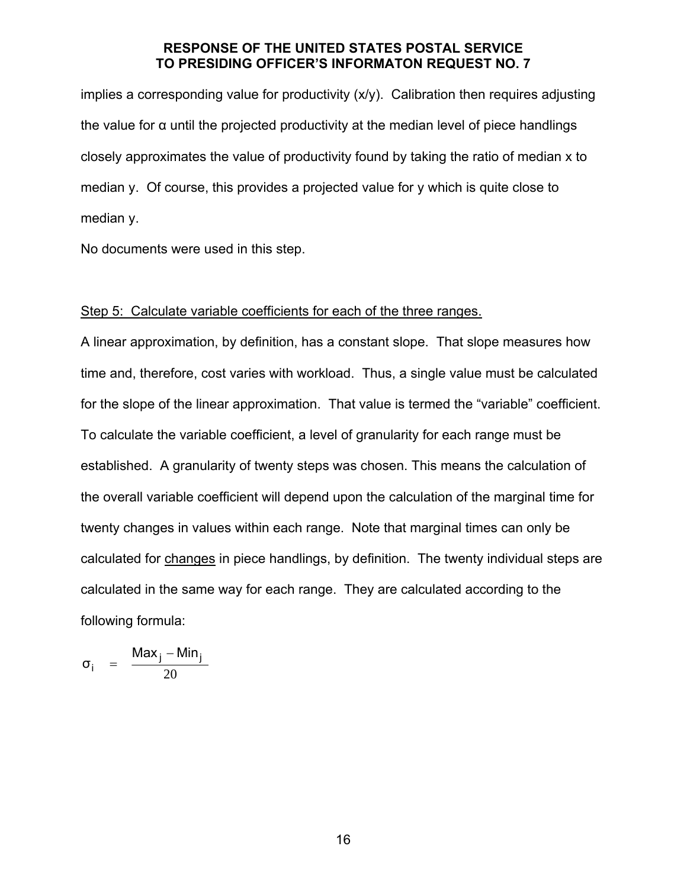implies a corresponding value for productivity (x/y). Calibration then requires adjusting the value for α until the projected productivity at the median level of piece handlings closely approximates the value of productivity found by taking the ratio of median x to median y. Of course, this provides a projected value for y which is quite close to median y.

No documents were used in this step.

Step 5: Calculate variable coefficients for each of the three ranges.

A linear approximation, by definition, has a constant slope. That slope measures how time and, therefore, cost varies with workload. Thus, a single value must be calculated for the slope of the linear approximation. That value is termed the "variable" coefficient. To calculate the variable coefficient, a level of granularity for each range must be established. A granularity of twenty steps was chosen. This means the calculation of the overall variable coefficient will depend upon the calculation of the marginal time for twenty changes in values within each range. Note that marginal times can only be calculated for changes in piece handlings, by definition. The twenty individual steps are calculated in the same way for each range. They are calculated according to the following formula:

$$\sigma_i = \frac{Max_j - Min_j}{20}$$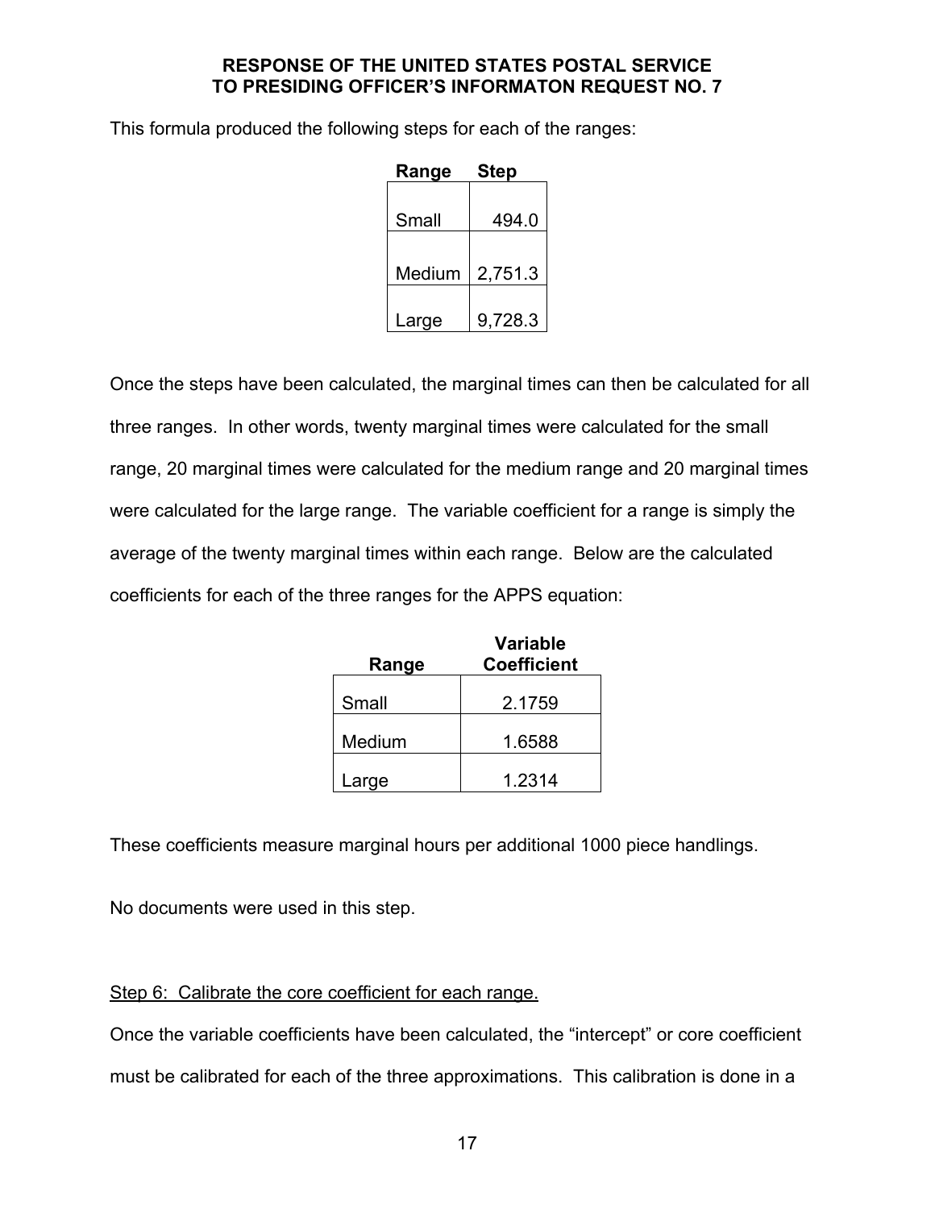**RESPONSE OF THE UNITED STATES POSTAL SERVICE TO PRESIDING OFFICER'S INFORMATON REQUEST NO. 7**

This formula produced the following steps for each of the ranges:

| Range | Step |
|---|---|
| Small | 494.0 |
| Medium | 2,751.3 |
| Large | 9,728.3 |

Once the steps have been calculated, the marginal times can then be calculated for all three ranges. In other words, twenty marginal times were calculated for the small range, 20 marginal times were calculated for the medium range and 20 marginal times were calculated for the large range. The variable coefficient for a range is simply the average of the twenty marginal times within each range. Below are the calculated coefficients for each of the three ranges for the APPS equation:

| Range | Variable Coefficient |
|---|---|
| Small | 2.1759 |
| Medium | 1.6588 |
| Large | 1.2314 |

These coefficients measure marginal hours per additional 1000 piece handlings.

No documents were used in this step.

Step 6: Calibrate the core coefficient for each range.

Once the variable coefficients have been calculated, the "intercept" or core coefficient must be calibrated for each of the three approximations. This calibration is done in a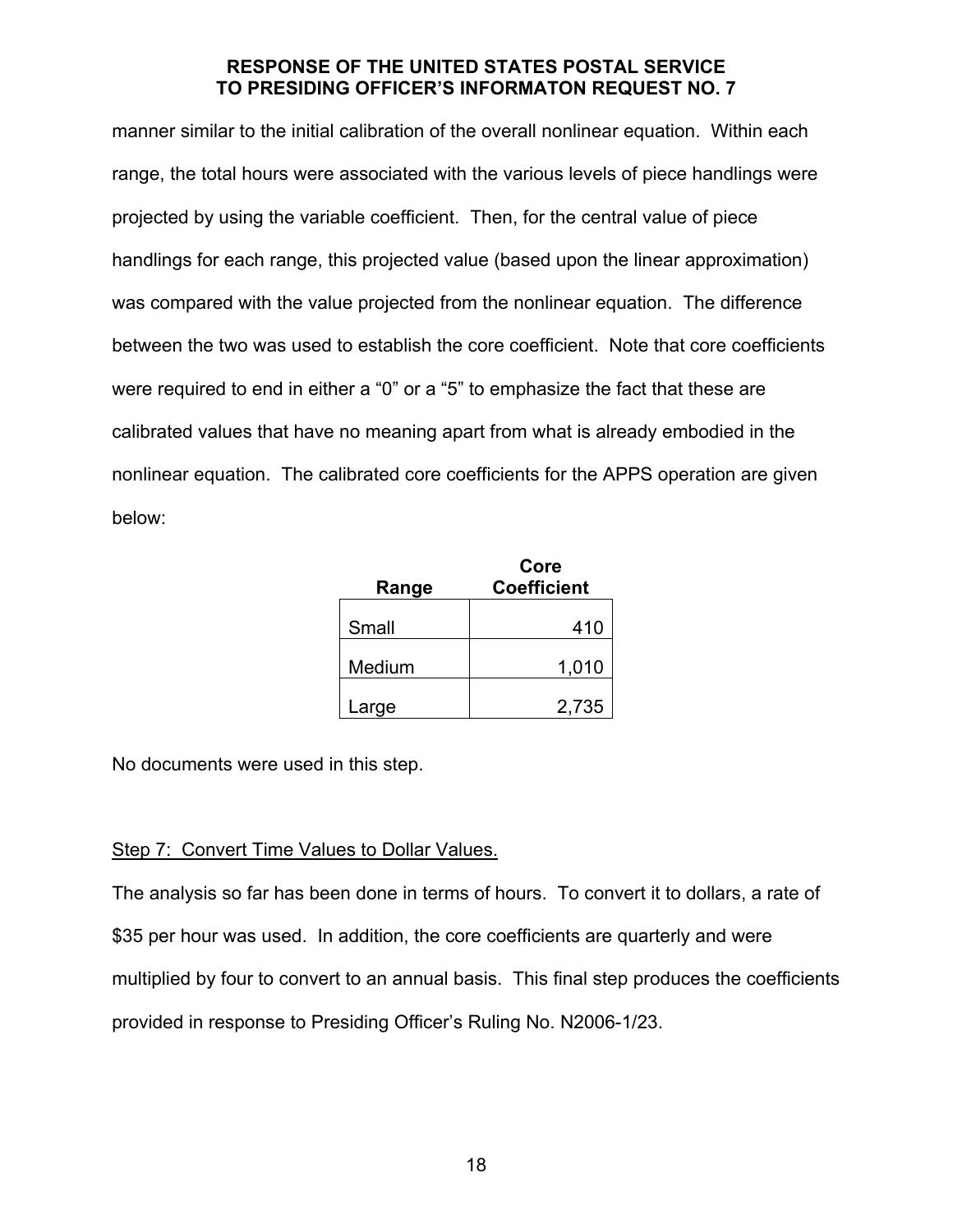manner similar to the initial calibration of the overall nonlinear equation. Within each range, the total hours were associated with the various levels of piece handlings were projected by using the variable coefficient. Then, for the central value of piece handlings for each range, this projected value (based upon the linear approximation) was compared with the value projected from the nonlinear equation. The difference between the two was used to establish the core coefficient. Note that core coefficients were required to end in either a "0" or a "5" to emphasize the fact that these are calibrated values that have no meaning apart from what is already embodied in the nonlinear equation. The calibrated core coefficients for the APPS operation are given below:

| Range | Core Coefficient |
|---|---:|
| Small | 410 |
| Medium | 1,010 |
| Large | 2,735 |

No documents were used in this step.

Step 7: Convert Time Values to Dollar Values.

The analysis so far has been done in terms of hours. To convert it to dollars, a rate of $35 per hour was used. In addition, the core coefficients are quarterly and were multiplied by four to convert to an annual basis. This final step produces the coefficients provided in response to Presiding Officer's Ruling No. N2006-1/23.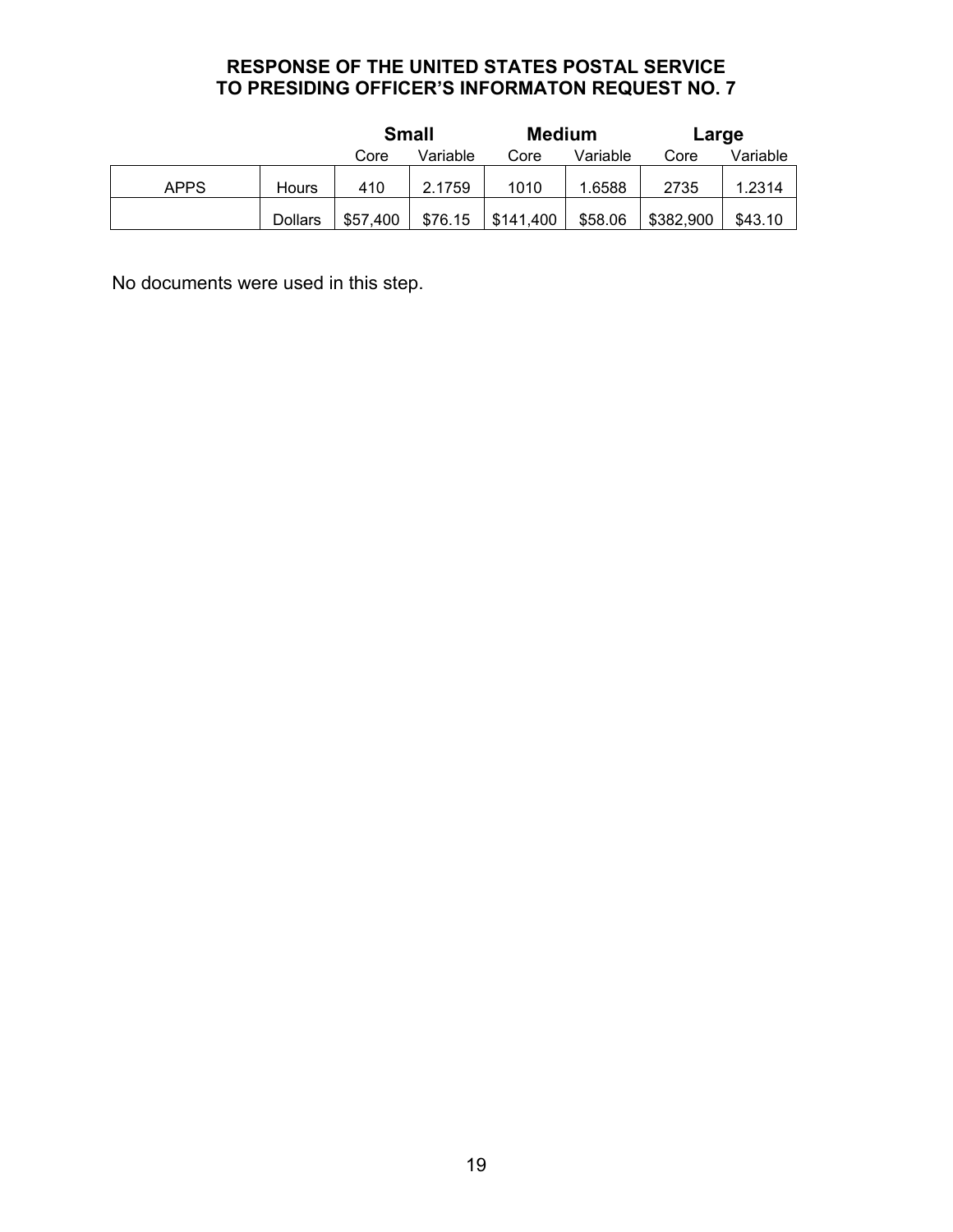**RESPONSE OF THE UNITED STATES POSTAL SERVICE TO PRESIDING OFFICER'S INFORMATON REQUEST NO. 7**

| | | Small | | Medium | | Large | |
|---|---|---|---|---|---|---|---|
| | | Core | Variable | Core | Variable | Core | Variable |
| APPS | Hours | 410 | 2.1759 | 1010 | 1.6588 | 2735 | 1.2314 |
| | Dollars | $57,400 | $76.15 | $141,400 | $58.06 | $382,900 | $43.10 |

No documents were used in this step.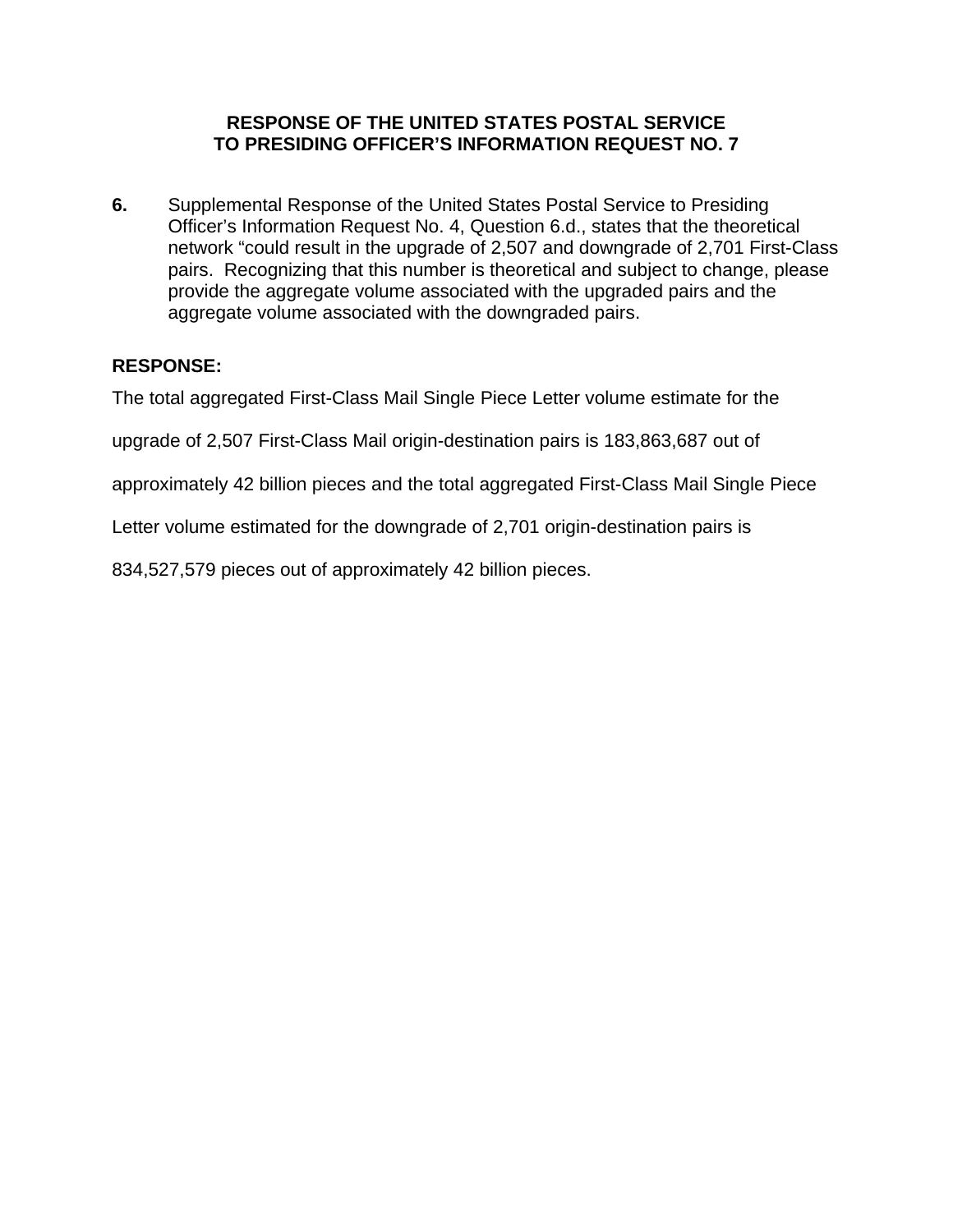**RESPONSE OF THE UNITED STATES POSTAL SERVICE**
**TO PRESIDING OFFICER'S INFORMATION REQUEST NO. 7**

**6.** Supplemental Response of the United States Postal Service to Presiding Officer's Information Request No. 4, Question 6.d., states that the theoretical network "could result in the upgrade of 2,507 and downgrade of 2,701 First-Class pairs. Recognizing that this number is theoretical and subject to change, please provide the aggregate volume associated with the upgraded pairs and the aggregate volume associated with the downgraded pairs.

**RESPONSE:**

The total aggregated First-Class Mail Single Piece Letter volume estimate for the upgrade of 2,507 First-Class Mail origin-destination pairs is 183,863,687 out of approximately 42 billion pieces and the total aggregated First-Class Mail Single Piece Letter volume estimated for the downgrade of 2,701 origin-destination pairs is 834,527,579 pieces out of approximately 42 billion pieces.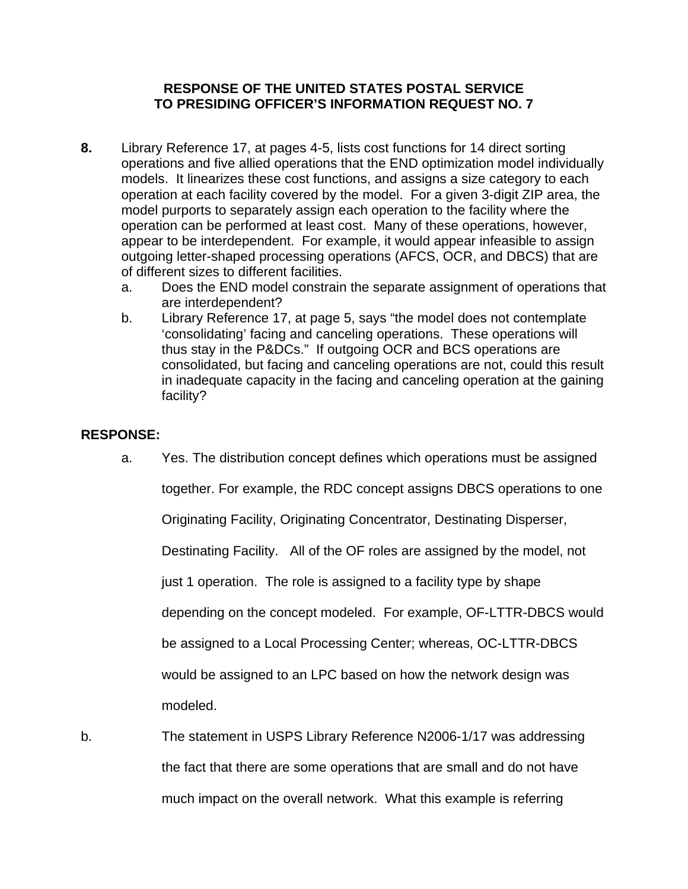**RESPONSE OF THE UNITED STATES POSTAL SERVICE TO PRESIDING OFFICER'S INFORMATION REQUEST NO. 7**

**8.** Library Reference 17, at pages 4-5, lists cost functions for 14 direct sorting operations and five allied operations that the END optimization model individually models. It linearizes these cost functions, and assigns a size category to each operation at each facility covered by the model. For a given 3-digit ZIP area, the model purports to separately assign each operation to the facility where the operation can be performed at least cost. Many of these operations, however, appear to be interdependent. For example, it would appear infeasible to assign outgoing letter-shaped processing operations (AFCS, OCR, and DBCS) that are of different sizes to different facilities.

a. Does the END model constrain the separate assignment of operations that are interdependent?

b. Library Reference 17, at page 5, says "the model does not contemplate 'consolidating' facing and canceling operations. These operations will thus stay in the P&DCs." If outgoing OCR and BCS operations are consolidated, but facing and canceling operations are not, could this result in inadequate capacity in the facing and canceling operation at the gaining facility?

**RESPONSE:**

a. Yes. The distribution concept defines which operations must be assigned together. For example, the RDC concept assigns DBCS operations to one Originating Facility, Originating Concentrator, Destinating Disperser, Destinating Facility. All of the OF roles are assigned by the model, not just 1 operation. The role is assigned to a facility type by shape depending on the concept modeled. For example, OF-LTTR-DBCS would be assigned to a Local Processing Center; whereas, OC-LTTR-DBCS would be assigned to an LPC based on how the network design was modeled.

b. The statement in USPS Library Reference N2006-1/17 was addressing the fact that there are some operations that are small and do not have much impact on the overall network. What this example is referring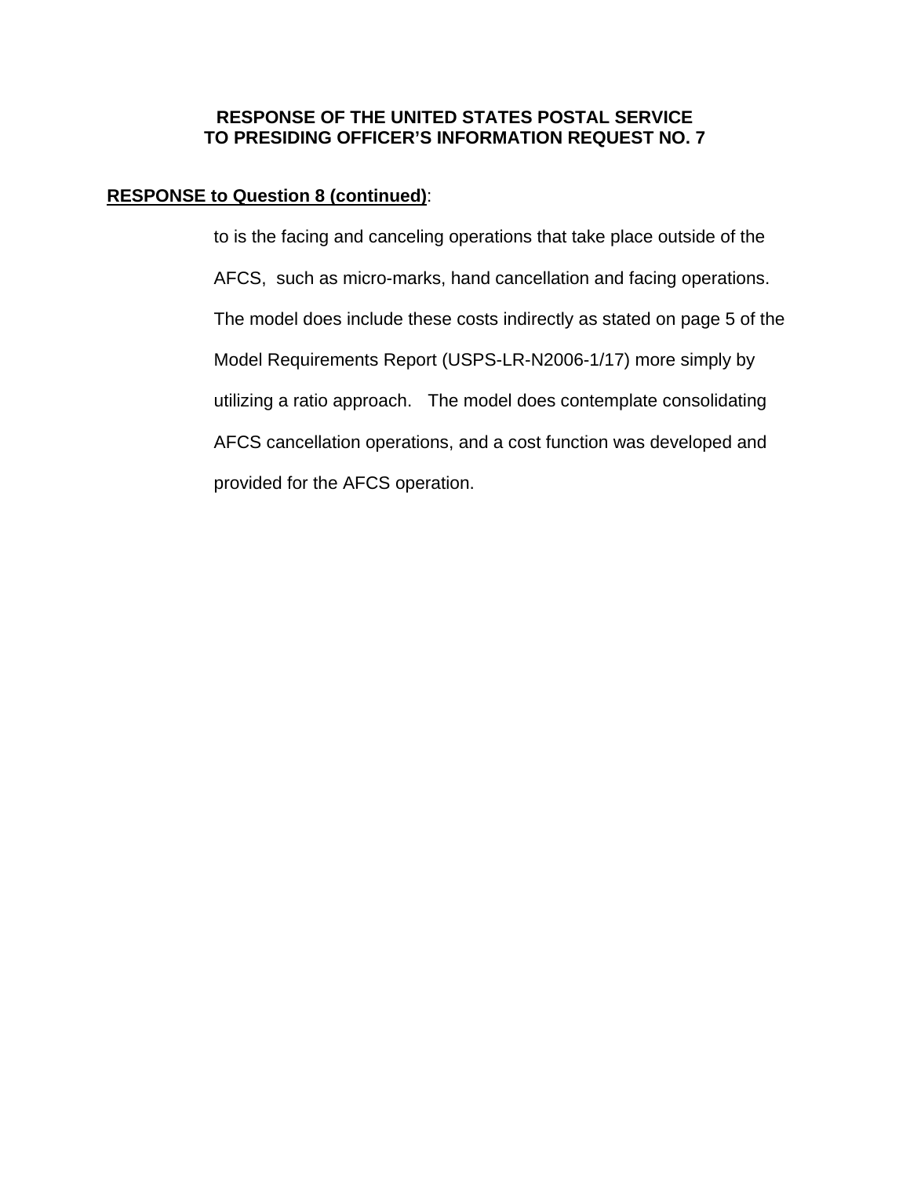**RESPONSE OF THE UNITED STATES POSTAL SERVICE TO PRESIDING OFFICER'S INFORMATION REQUEST NO. 7**

**RESPONSE to Question 8 (continued)**:

to is the facing and canceling operations that take place outside of the AFCS, such as micro-marks, hand cancellation and facing operations. The model does include these costs indirectly as stated on page 5 of the Model Requirements Report (USPS-LR-N2006-1/17) more simply by utilizing a ratio approach. The model does contemplate consolidating AFCS cancellation operations, and a cost function was developed and provided for the AFCS operation.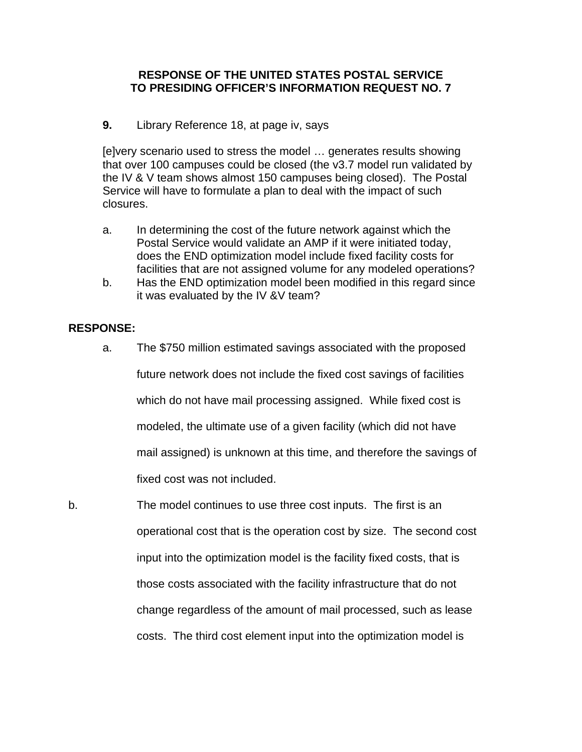**RESPONSE OF THE UNITED STATES POSTAL SERVICE TO PRESIDING OFFICER'S INFORMATION REQUEST NO. 7**

**9.** Library Reference 18, at page iv, says

> [e]very scenario used to stress the model … generates results showing that over 100 campuses could be closed (the v3.7 model run validated by the IV & V team shows almost 150 campuses being closed). The Postal Service will have to formulate a plan to deal with the impact of such closures.

a. In determining the cost of the future network against which the Postal Service would validate an AMP if it were initiated today, does the END optimization model include fixed facility costs for facilities that are not assigned volume for any modeled operations?

b. Has the END optimization model been modified in this regard since it was evaluated by the IV &V team?

**RESPONSE:**

a. The $750 million estimated savings associated with the proposed future network does not include the fixed cost savings of facilities which do not have mail processing assigned. While fixed cost is modeled, the ultimate use of a given facility (which did not have mail assigned) is unknown at this time, and therefore the savings of fixed cost was not included.

b. The model continues to use three cost inputs. The first is an operational cost that is the operation cost by size. The second cost input into the optimization model is the facility fixed costs, that is those costs associated with the facility infrastructure that do not change regardless of the amount of mail processed, such as lease costs. The third cost element input into the optimization model is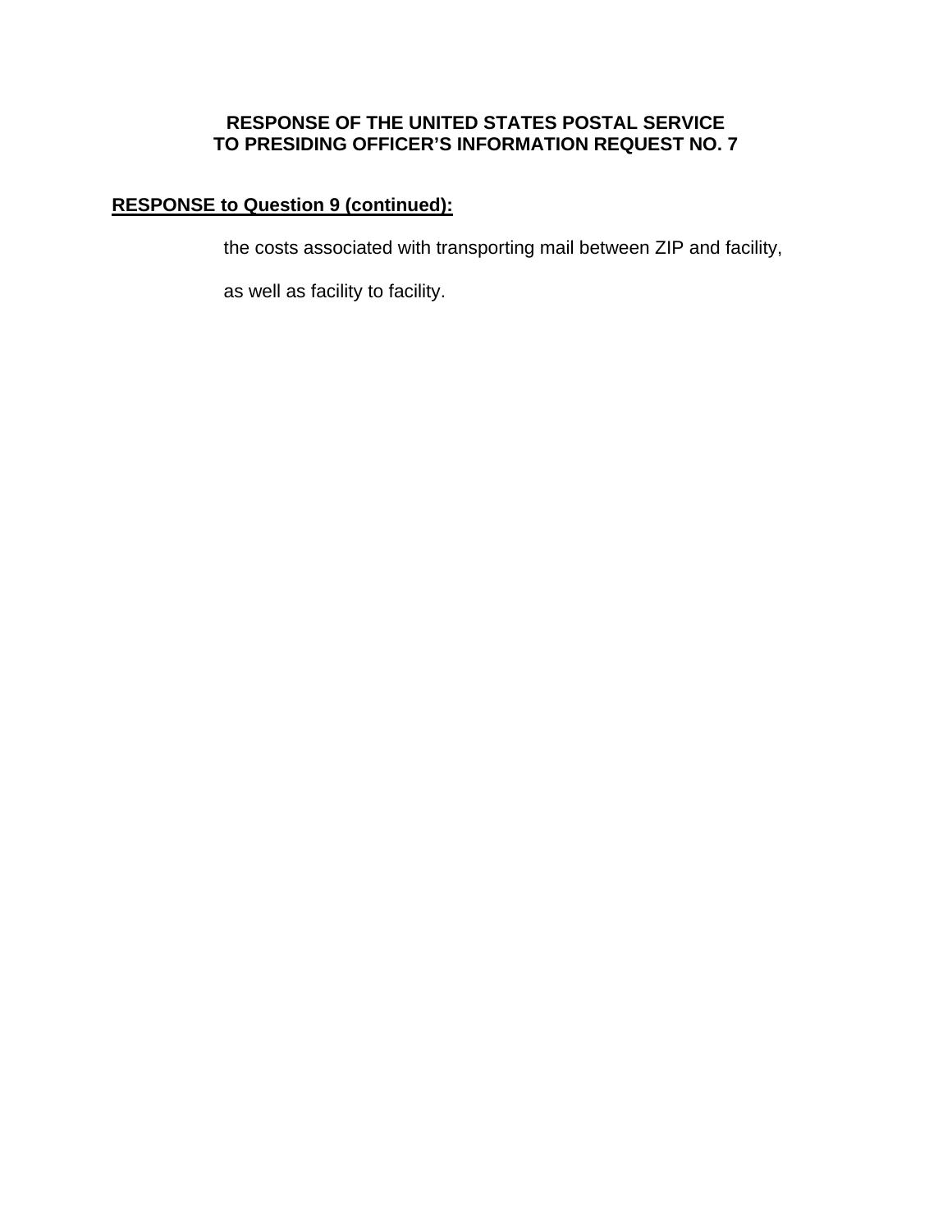**RESPONSE OF THE UNITED STATES POSTAL SERVICE**
**TO PRESIDING OFFICER'S INFORMATION REQUEST NO. 7**

**RESPONSE to Question 9 (continued):**

the costs associated with transporting mail between ZIP and facility, as well as facility to facility.